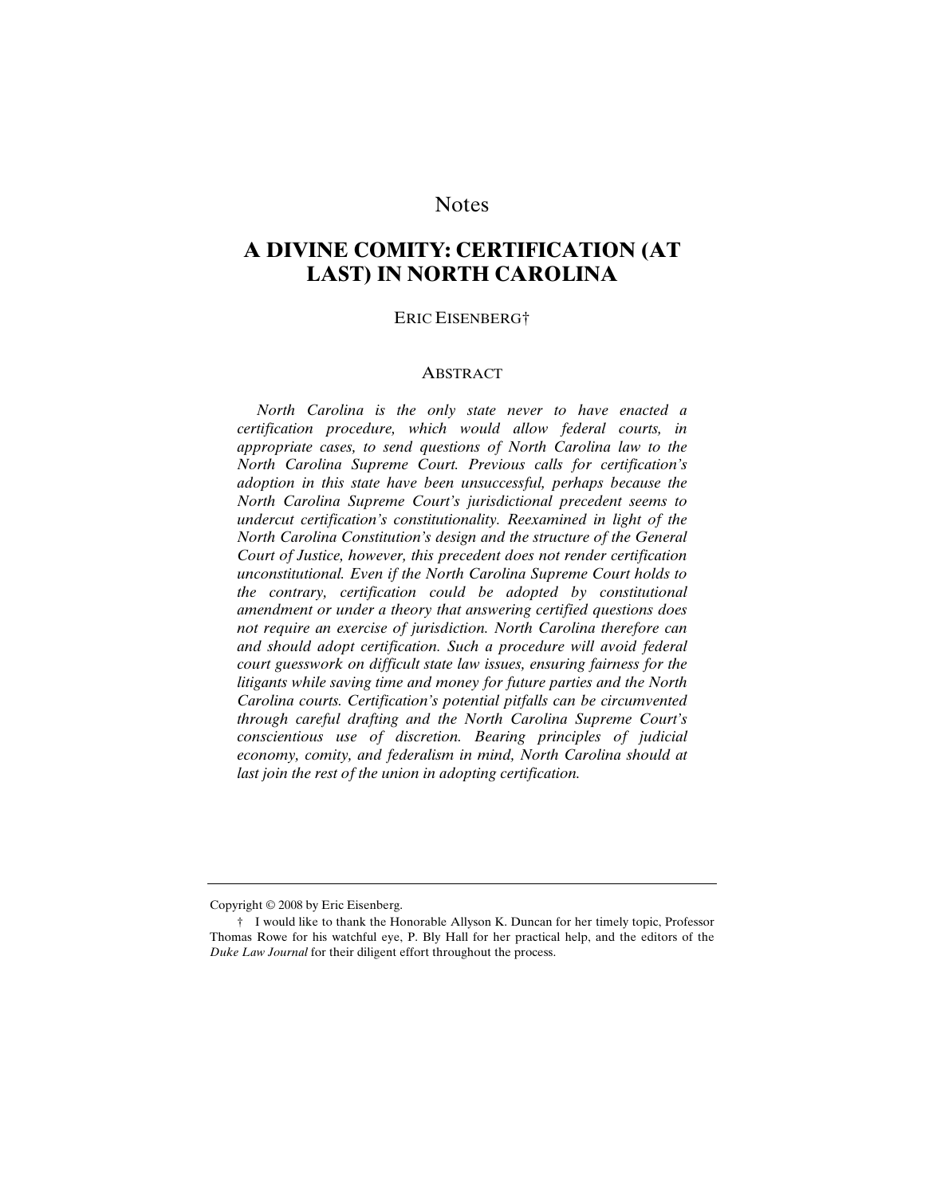Notes

# A DIVINE COMITY: CERTIFICATION (AT LAST) IN NORTH CAROLINA

ERIC EISENBERG†

## ABSTRACT

*North Carolina is the only state never to have enacted a certification procedure, which would allow federal courts, in appropriate cases, to send questions of North Carolina law to the North Carolina Supreme Court. Previous calls for certification's adoption in this state have been unsuccessful, perhaps because the North Carolina Supreme Court's jurisdictional precedent seems to undercut certification's constitutionality. Reexamined in light of the North Carolina Constitution's design and the structure of the General Court of Justice, however, this precedent does not render certification unconstitutional. Even if the North Carolina Supreme Court holds to the contrary, certification could be adopted by constitutional amendment or under a theory that answering certified questions does not require an exercise of jurisdiction. North Carolina therefore can and should adopt certification. Such a procedure will avoid federal court guesswork on difficult state law issues, ensuring fairness for the litigants while saving time and money for future parties and the North Carolina courts. Certification's potential pitfalls can be circumvented through careful drafting and the North Carolina Supreme Court's conscientious use of discretion. Bearing principles of judicial economy, comity, and federalism in mind, North Carolina should at last join the rest of the union in adopting certification.*

---

Copyright © 2008 by Eric Eisenberg.

† I would like to thank the Honorable Allyson K. Duncan for her timely topic, Professor Thomas Rowe for his watchful eye, P. Bly Hall for her practical help, and the editors of the *Duke Law Journal* for their diligent effort throughout the process.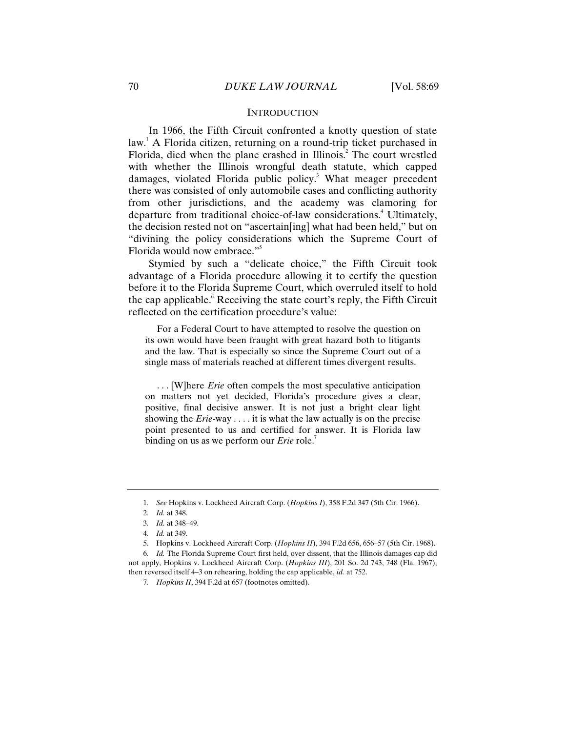## INTRODUCTION

In 1966, the Fifth Circuit confronted a knotty question of state law.[1] A Florida citizen, returning on a round-trip ticket purchased in Florida, died when the plane crashed in Illinois.[2] The court wrestled with whether the Illinois wrongful death statute, which capped damages, violated Florida public policy.[3] What meager precedent there was consisted of only automobile cases and conflicting authority from other jurisdictions, and the academy was clamoring for departure from traditional choice-of-law considerations.[4] Ultimately, the decision rested not on "ascertain[ing] what had been held," but on "divining the policy considerations which the Supreme Court of Florida would now embrace."[5]

Stymied by such a "delicate choice," the Fifth Circuit took advantage of a Florida procedure allowing it to certify the question before it to the Florida Supreme Court, which overruled itself to hold the cap applicable.[6] Receiving the state court's reply, the Fifth Circuit reflected on the certification procedure's value:

> For a Federal Court to have attempted to resolve the question on its own would have been fraught with great hazard both to litigants and the law. That is especially so since the Supreme Court out of a single mass of materials reached at different times divergent results.
>
> . . . [W]here *Erie* often compels the most speculative anticipation on matters not yet decided, Florida's procedure gives a clear, positive, final decisive answer. It is not just a bright clear light showing the *Erie*-way . . . . it is what the law actually is on the precise point presented to us and certified for answer. It is Florida law binding on us as we perform our *Erie* role.[7]

---

1. *See* Hopkins v. Lockheed Aircraft Corp. (*Hopkins I*), 358 F.2d 347 (5th Cir. 1966).
2. *Id.* at 348.
3. *Id.* at 348–49.
4. *Id.* at 349.
5. Hopkins v. Lockheed Aircraft Corp. (*Hopkins II*), 394 F.2d 656, 656–57 (5th Cir. 1968).
6. *Id.* The Florida Supreme Court first held, over dissent, that the Illinois damages cap did not apply, Hopkins v. Lockheed Aircraft Corp. (*Hopkins III*), 201 So. 2d 743, 748 (Fla. 1967), then reversed itself 4–3 on rehearing, holding the cap applicable, *id.* at 752.
7. *Hopkins II*, 394 F.2d at 657 (footnotes omitted).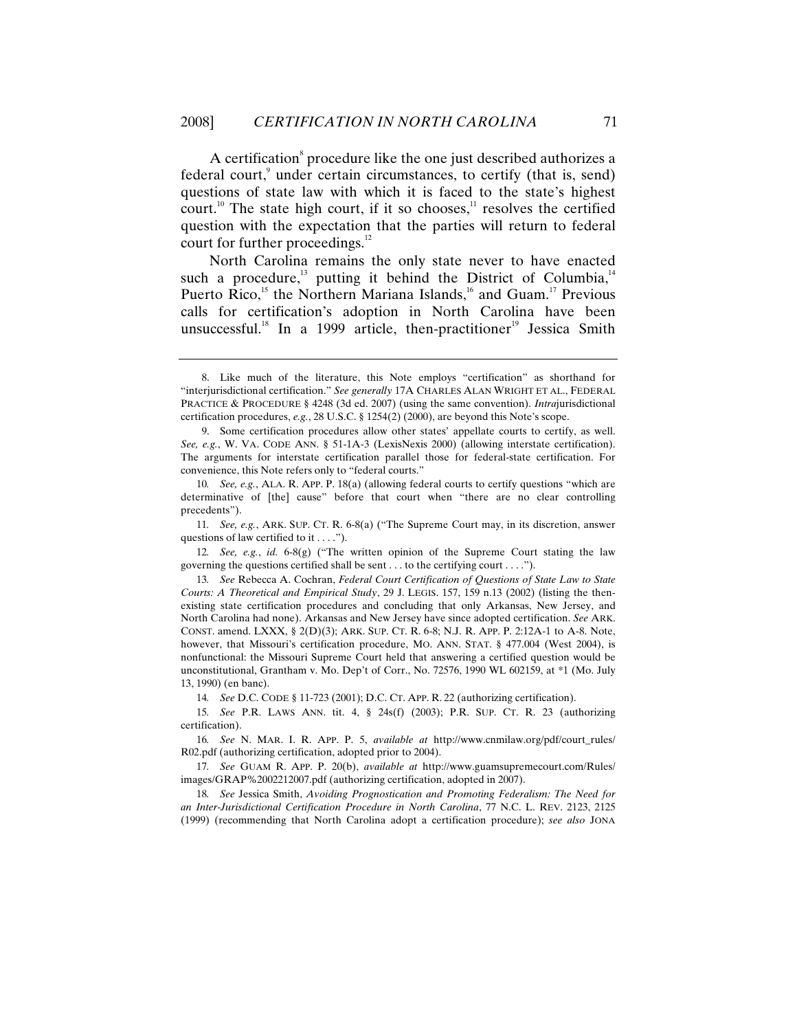A certification[8] procedure like the one just described authorizes a federal court,[9] under certain circumstances, to certify (that is, send) questions of state law with which it is faced to the state's highest court.[10] The state high court, if it so chooses,[11] resolves the certified question with the expectation that the parties will return to federal court for further proceedings.[12]

North Carolina remains the only state never to have enacted such a procedure,[13] putting it behind the District of Columbia,[14] Puerto Rico,[15] the Northern Mariana Islands,[16] and Guam.[17] Previous calls for certification's adoption in North Carolina have been unsuccessful.[18] In a 1999 article, then-practitioner[19] Jessica Smith

---

8. Like much of the literature, this Note employs "certification" as shorthand for "interjurisdictional certification." *See generally* 17A CHARLES ALAN WRIGHT ET AL., FEDERAL PRACTICE & PROCEDURE § 4248 (3d ed. 2007) (using the same convention). *Intra*jurisdictional certification procedures, *e.g.*, 28 U.S.C. § 1254(2) (2000), are beyond this Note's scope.

9. Some certification procedures allow other states' appellate courts to certify, as well. *See, e.g.*, W. VA. CODE ANN. § 51-1A-3 (LexisNexis 2000) (allowing interstate certification). The arguments for interstate certification parallel those for federal-state certification. For convenience, this Note refers only to "federal courts."

10. *See, e.g.*, ALA. R. APP. P. 18(a) (allowing federal courts to certify questions "which are determinative of [the] cause" before that court when "there are no clear controlling precedents").

11. *See, e.g.*, ARK. SUP. CT. R. 6-8(a) ("The Supreme Court may, in its discretion, answer questions of law certified to it . . . .").

12. *See, e.g.*, *id.* 6-8(g) ("The written opinion of the Supreme Court stating the law governing the questions certified shall be sent . . . to the certifying court . . . .").

13. *See* Rebecca A. Cochran, *Federal Court Certification of Questions of State Law to State Courts: A Theoretical and Empirical Study*, 29 J. LEGIS. 157, 159 n.13 (2002) (listing the then-existing state certification procedures and concluding that only Arkansas, New Jersey, and North Carolina had none). Arkansas and New Jersey have since adopted certification. *See* ARK. CONST. amend. LXXX, § 2(D)(3); ARK. SUP. CT. R. 6-8; N.J. R. APP. P. 2:12A-1 to A-8. Note, however, that Missouri's certification procedure, MO. ANN. STAT. § 477.004 (West 2004), is nonfunctional: the Missouri Supreme Court held that answering a certified question would be unconstitutional, Grantham v. Mo. Dep't of Corr., No. 72576, 1990 WL 602159, at *1 (Mo. July 13, 1990) (en banc).

14. *See* D.C. CODE § 11-723 (2001); D.C. CT. APP. R. 22 (authorizing certification).

15. *See* P.R. LAWS ANN. tit. 4, § 24s(f) (2003); P.R. SUP. CT. R. 23 (authorizing certification).

16. *See* N. MAR. I. R. APP. P. 5, *available at* http://www.cnmilaw.org/pdf/court_rules/R02.pdf (authorizing certification, adopted prior to 2004).

17. *See* GUAM R. APP. P. 20(b), *available at* http://www.guamsupremecourt.com/Rules/images/GRAP%2002212007.pdf (authorizing certification, adopted in 2007).

18. *See* Jessica Smith, *Avoiding Prognostication and Promoting Federalism: The Need for an Inter-Jurisdictional Certification Procedure in North Carolina*, 77 N.C. L. REV. 2123, 2125 (1999) (recommending that North Carolina adopt a certification procedure); *see also* JONA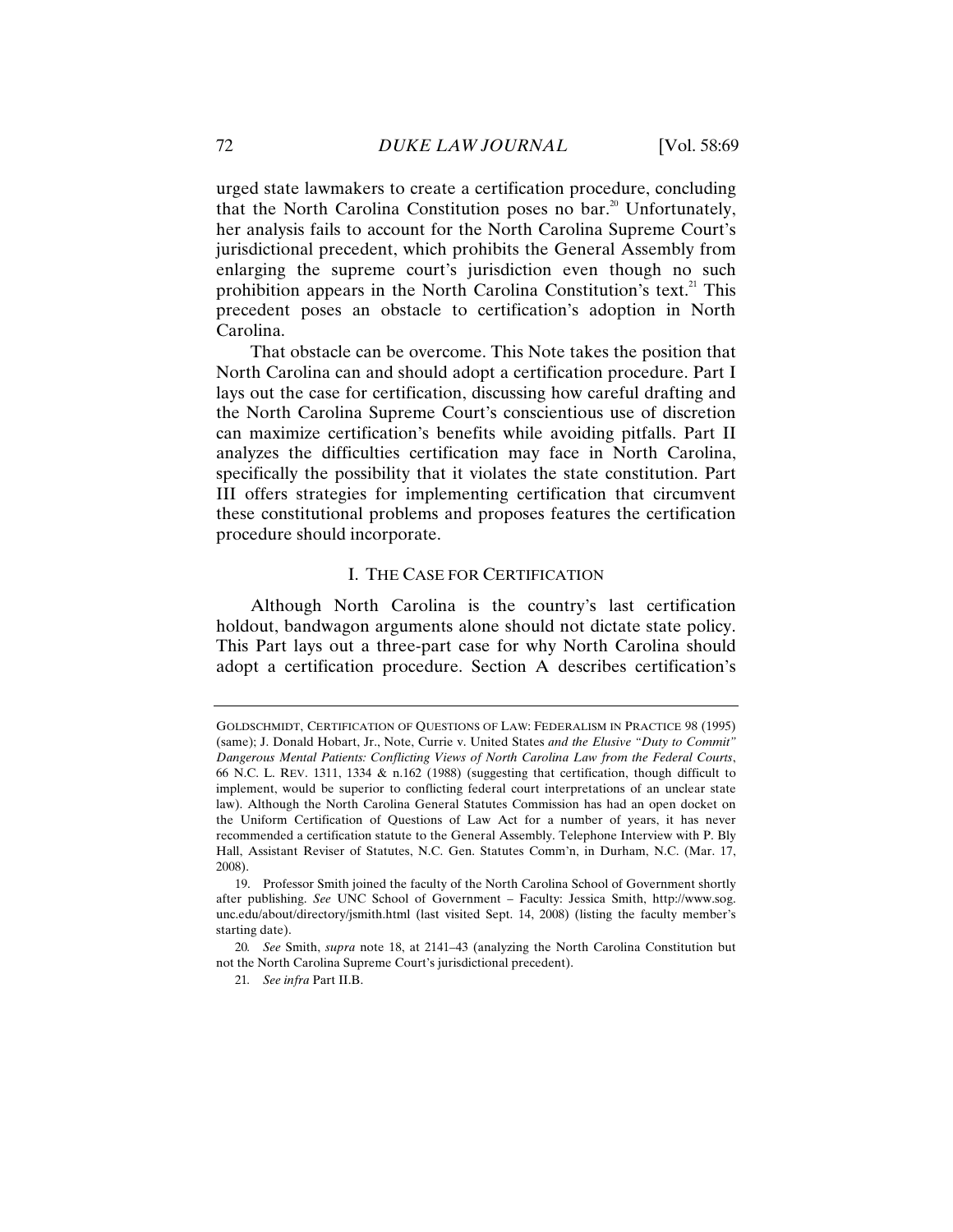urged state lawmakers to create a certification procedure, concluding that the North Carolina Constitution poses no bar.[20] Unfortunately, her analysis fails to account for the North Carolina Supreme Court's jurisdictional precedent, which prohibits the General Assembly from enlarging the supreme court's jurisdiction even though no such prohibition appears in the North Carolina Constitution's text.[21] This precedent poses an obstacle to certification's adoption in North Carolina.

That obstacle can be overcome. This Note takes the position that North Carolina can and should adopt a certification procedure. Part I lays out the case for certification, discussing how careful drafting and the North Carolina Supreme Court's conscientious use of discretion can maximize certification's benefits while avoiding pitfalls. Part II analyzes the difficulties certification may face in North Carolina, specifically the possibility that it violates the state constitution. Part III offers strategies for implementing certification that circumvent these constitutional problems and proposes features the certification procedure should incorporate.

## I. THE CASE FOR CERTIFICATION

Although North Carolina is the country's last certification holdout, bandwagon arguments alone should not dictate state policy. This Part lays out a three-part case for why North Carolina should adopt a certification procedure. Section A describes certification's

---

GOLDSCHMIDT, CERTIFICATION OF QUESTIONS OF LAW: FEDERALISM IN PRACTICE 98 (1995) (same); J. Donald Hobart, Jr., Note, *Currie v. United States and the Elusive "Duty to Commit" Dangerous Mental Patients: Conflicting Views of North Carolina Law from the Federal Courts*, 66 N.C. L. REV. 1311, 1334 & n.162 (1988) (suggesting that certification, though difficult to implement, would be superior to conflicting federal court interpretations of an unclear state law). Although the North Carolina General Statutes Commission has had an open docket on the Uniform Certification of Questions of Law Act for a number of years, it has never recommended a certification statute to the General Assembly. Telephone Interview with P. Bly Hall, Assistant Reviser of Statutes, N.C. Gen. Statutes Comm'n, in Durham, N.C. (Mar. 17, 2008).

19. Professor Smith joined the faculty of the North Carolina School of Government shortly after publishing. *See* UNC School of Government – Faculty: Jessica Smith, http://www.sog.unc.edu/about/directory/jsmith.html (last visited Sept. 14, 2008) (listing the faculty member's starting date).

20. *See* Smith, *supra* note 18, at 2141–43 (analyzing the North Carolina Constitution but not the North Carolina Supreme Court's jurisdictional precedent).

21. *See infra* Part II.B.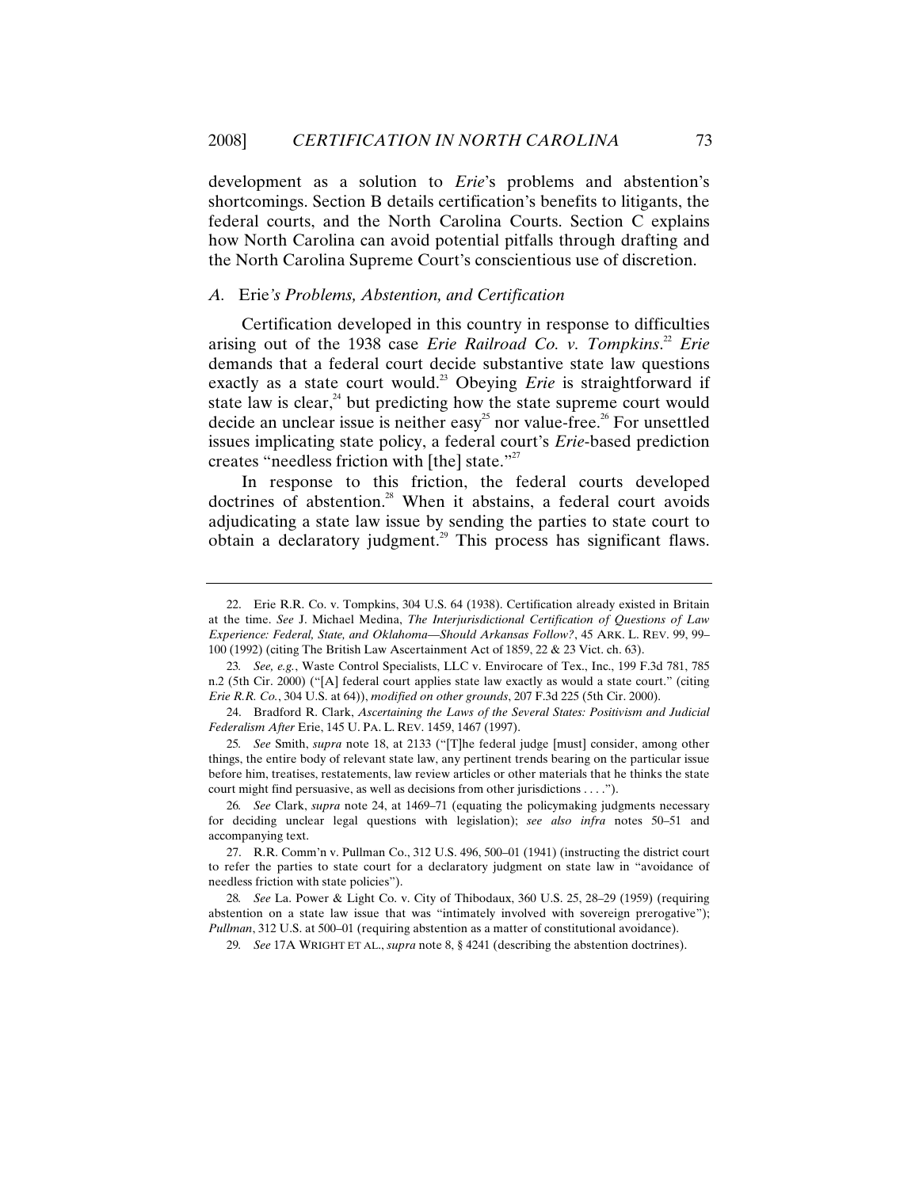development as a solution to *Erie*'s problems and abstention's shortcomings. Section B details certification's benefits to litigants, the federal courts, and the North Carolina Courts. Section C explains how North Carolina can avoid potential pitfalls through drafting and the North Carolina Supreme Court's conscientious use of discretion.

### *A.* Erie*'s Problems, Abstention, and Certification*

Certification developed in this country in response to difficulties arising out of the 1938 case *Erie Railroad Co. v. Tompkins*.[22] *Erie* demands that a federal court decide substantive state law questions exactly as a state court would.[23] Obeying *Erie* is straightforward if state law is clear,[24] but predicting how the state supreme court would decide an unclear issue is neither easy[25] nor value-free.[26] For unsettled issues implicating state policy, a federal court's *Erie*-based prediction creates "needless friction with [the] state."[27]

In response to this friction, the federal courts developed doctrines of abstention.[28] When it abstains, a federal court avoids adjudicating a state law issue by sending the parties to state court to obtain a declaratory judgment.[29] This process has significant flaws.

---

22. Erie R.R. Co. v. Tompkins, 304 U.S. 64 (1938). Certification already existed in Britain at the time. *See* J. Michael Medina, *The Interjurisdictional Certification of Questions of Law Experience: Federal, State, and Oklahoma—Should Arkansas Follow?*, 45 ARK. L. REV. 99, 99–100 (1992) (citing The British Law Ascertainment Act of 1859, 22 & 23 Vict. ch. 63).

23. *See, e.g.*, Waste Control Specialists, LLC v. Envirocare of Tex., Inc., 199 F.3d 781, 785 n.2 (5th Cir. 2000) ("[A] federal court applies state law exactly as would a state court." (citing *Erie R.R. Co.*, 304 U.S. at 64)), *modified on other grounds*, 207 F.3d 225 (5th Cir. 2000).

24. Bradford R. Clark, *Ascertaining the Laws of the Several States: Positivism and Judicial Federalism After* Erie, 145 U. PA. L. REV. 1459, 1467 (1997).

25. *See* Smith, *supra* note 18, at 2133 ("[T]he federal judge [must] consider, among other things, the entire body of relevant state law, any pertinent trends bearing on the particular issue before him, treatises, restatements, law review articles or other materials that he thinks the state court might find persuasive, as well as decisions from other jurisdictions . . . .").

26. *See* Clark, *supra* note 24, at 1469–71 (equating the policymaking judgments necessary for deciding unclear legal questions with legislation); *see also infra* notes 50–51 and accompanying text.

27. R.R. Comm'n v. Pullman Co., 312 U.S. 496, 500–01 (1941) (instructing the district court to refer the parties to state court for a declaratory judgment on state law in "avoidance of needless friction with state policies").

28. *See* La. Power & Light Co. v. City of Thibodaux, 360 U.S. 25, 28–29 (1959) (requiring abstention on a state law issue that was "intimately involved with sovereign prerogative"); *Pullman*, 312 U.S. at 500–01 (requiring abstention as a matter of constitutional avoidance).

29. *See* 17A WRIGHT ET AL., *supra* note 8, § 4241 (describing the abstention doctrines).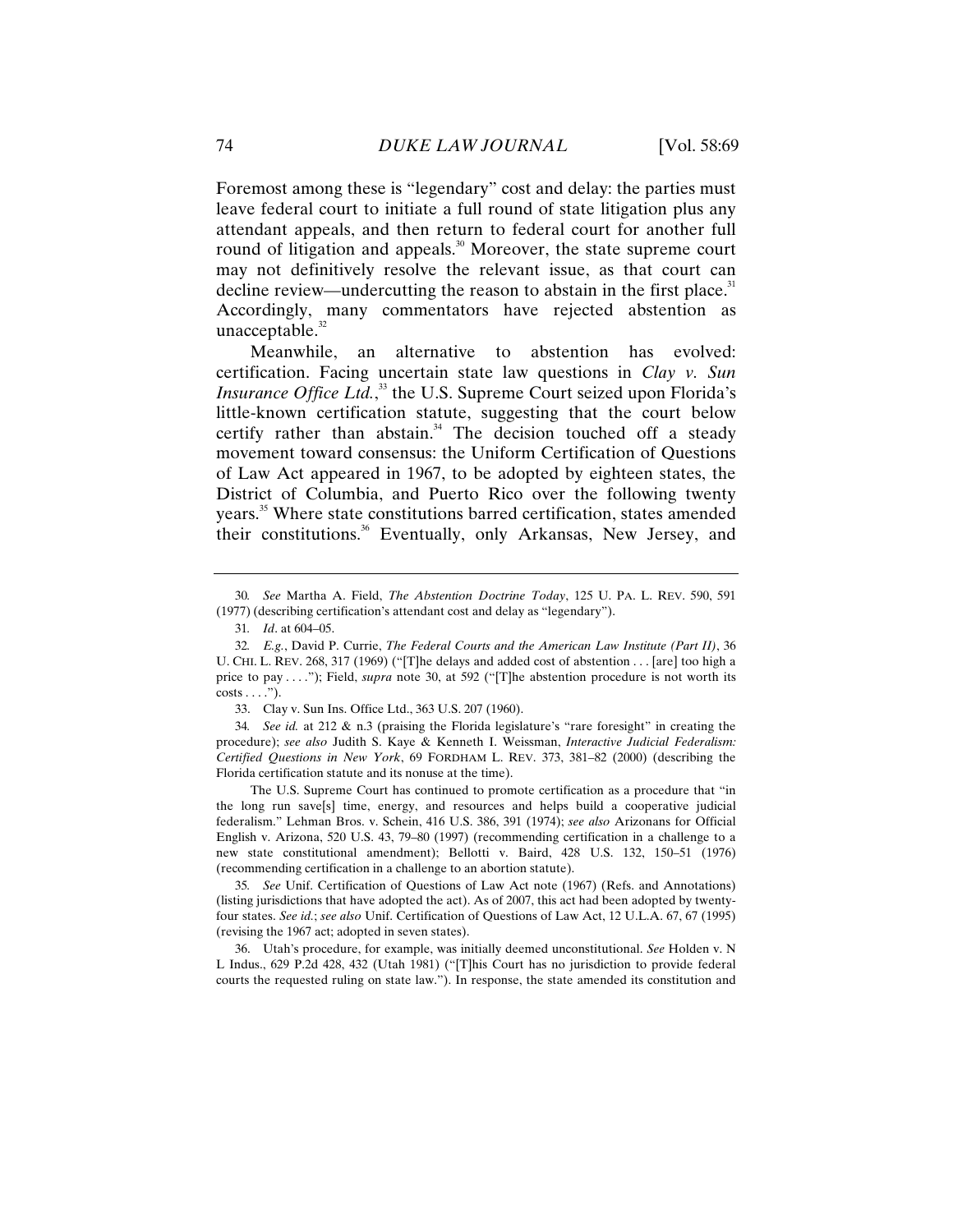Foremost among these is "legendary" cost and delay: the parties must leave federal court to initiate a full round of state litigation plus any attendant appeals, and then return to federal court for another full round of litigation and appeals.[30] Moreover, the state supreme court may not definitively resolve the relevant issue, as that court can decline review—undercutting the reason to abstain in the first place.[31] Accordingly, many commentators have rejected abstention as unacceptable.[32]

Meanwhile, an alternative to abstention has evolved: certification. Facing uncertain state law questions in *Clay v. Sun Insurance Office Ltd.*,[33] the U.S. Supreme Court seized upon Florida's little-known certification statute, suggesting that the court below certify rather than abstain.[34] The decision touched off a steady movement toward consensus: the Uniform Certification of Questions of Law Act appeared in 1967, to be adopted by eighteen states, the District of Columbia, and Puerto Rico over the following twenty years.[35] Where state constitutions barred certification, states amended their constitutions.[36] Eventually, only Arkansas, New Jersey, and

---

30. *See* Martha A. Field, *The Abstention Doctrine Today*, 125 U. PA. L. REV. 590, 591 (1977) (describing certification's attendant cost and delay as "legendary").

31. *Id*. at 604–05.

32. *E.g.*, David P. Currie, *The Federal Courts and the American Law Institute (Part II)*, 36 U. CHI. L. REV. 268, 317 (1969) ("[T]he delays and added cost of abstention . . . [are] too high a price to pay . . . ."); Field, *supra* note 30, at 592 ("[T]he abstention procedure is not worth its costs . . . .").

33. Clay v. Sun Ins. Office Ltd., 363 U.S. 207 (1960).

34. *See id.* at 212 & n.3 (praising the Florida legislature's "rare foresight" in creating the procedure); *see also* Judith S. Kaye & Kenneth I. Weissman, *Interactive Judicial Federalism: Certified Questions in New York*, 69 FORDHAM L. REV. 373, 381–82 (2000) (describing the Florida certification statute and its nonuse at the time).

The U.S. Supreme Court has continued to promote certification as a procedure that "in the long run save[s] time, energy, and resources and helps build a cooperative judicial federalism." Lehman Bros. v. Schein, 416 U.S. 386, 391 (1974); *see also* Arizonans for Official English v. Arizona, 520 U.S. 43, 79–80 (1997) (recommending certification in a challenge to a new state constitutional amendment); Bellotti v. Baird, 428 U.S. 132, 150–51 (1976) (recommending certification in a challenge to an abortion statute).

35. *See* Unif. Certification of Questions of Law Act note (1967) (Refs. and Annotations) (listing jurisdictions that have adopted the act). As of 2007, this act had been adopted by twenty-four states. *See id.*; *see also* Unif. Certification of Questions of Law Act, 12 U.L.A. 67, 67 (1995) (revising the 1967 act; adopted in seven states).

36. Utah's procedure, for example, was initially deemed unconstitutional. *See* Holden v. N L Indus., 629 P.2d 428, 432 (Utah 1981) ("[T]his Court has no jurisdiction to provide federal courts the requested ruling on state law."). In response, the state amended its constitution and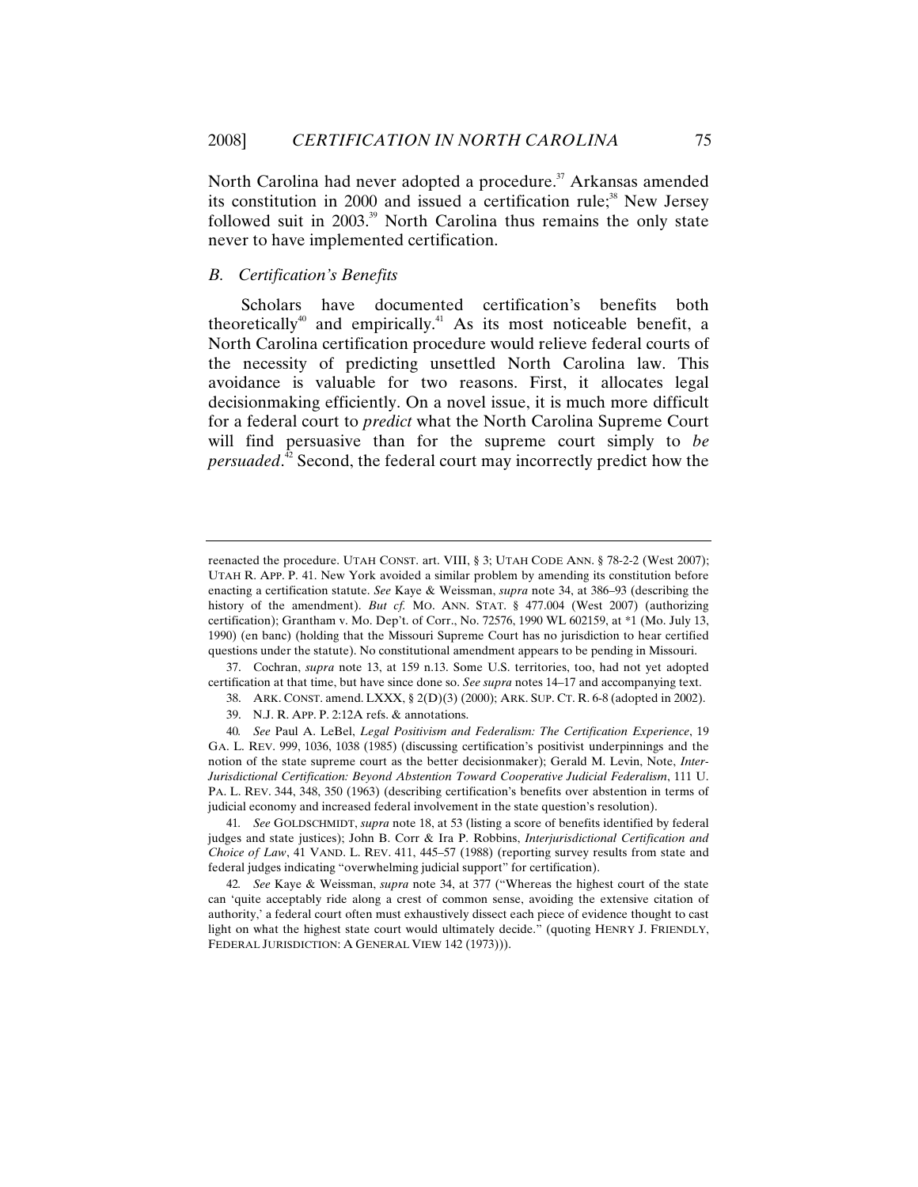North Carolina had never adopted a procedure.[37] Arkansas amended its constitution in 2000 and issued a certification rule;[38] New Jersey followed suit in 2003.[39] North Carolina thus remains the only state never to have implemented certification.

### *B. Certification's Benefits*

Scholars have documented certification's benefits both theoretically[40] and empirically.[41] As its most noticeable benefit, a North Carolina certification procedure would relieve federal courts of the necessity of predicting unsettled North Carolina law. This avoidance is valuable for two reasons. First, it allocates legal decisionmaking efficiently. On a novel issue, it is much more difficult for a federal court to *predict* what the North Carolina Supreme Court will find persuasive than for the supreme court simply to *be persuaded*.[42] Second, the federal court may incorrectly predict how the

---

reenacted the procedure. UTAH CONST. art. VIII, § 3; UTAH CODE ANN. § 78-2-2 (West 2007); UTAH R. APP. P. 41. New York avoided a similar problem by amending its constitution before enacting a certification statute. *See* Kaye & Weissman, *supra* note 34, at 386–93 (describing the history of the amendment). *But cf.* MO. ANN. STAT. § 477.004 (West 2007) (authorizing certification); Grantham v. Mo. Dep't. of Corr., No. 72576, 1990 WL 602159, at *1 (Mo. July 13, 1990) (en banc) (holding that the Missouri Supreme Court has no jurisdiction to hear certified questions under the statute). No constitutional amendment appears to be pending in Missouri.

37. Cochran, *supra* note 13, at 159 n.13. Some U.S. territories, too, had not yet adopted certification at that time, but have since done so. *See supra* notes 14–17 and accompanying text.

38. ARK. CONST. amend. LXXX, § 2(D)(3) (2000); ARK. SUP. CT. R. 6-8 (adopted in 2002).

39. N.J. R. APP. P. 2:12A refs. & annotations.

40. *See* Paul A. LeBel, *Legal Positivism and Federalism: The Certification Experience*, 19 GA. L. REV. 999, 1036, 1038 (1985) (discussing certification's positivist underpinnings and the notion of the state supreme court as the better decisionmaker); Gerald M. Levin, Note, *Inter-Jurisdictional Certification: Beyond Abstention Toward Cooperative Judicial Federalism*, 111 U. PA. L. REV. 344, 348, 350 (1963) (describing certification's benefits over abstention in terms of judicial economy and increased federal involvement in the state question's resolution).

41. *See* GOLDSCHMIDT, *supra* note 18, at 53 (listing a score of benefits identified by federal judges and state justices); John B. Corr & Ira P. Robbins, *Interjurisdictional Certification and Choice of Law*, 41 VAND. L. REV. 411, 445–57 (1988) (reporting survey results from state and federal judges indicating "overwhelming judicial support" for certification).

42. *See* Kaye & Weissman, *supra* note 34, at 377 ("Whereas the highest court of the state can 'quite acceptably ride along a crest of common sense, avoiding the extensive citation of authority,' a federal court often must exhaustively dissect each piece of evidence thought to cast light on what the highest state court would ultimately decide." (quoting HENRY J. FRIENDLY, FEDERAL JURISDICTION: A GENERAL VIEW 142 (1973))).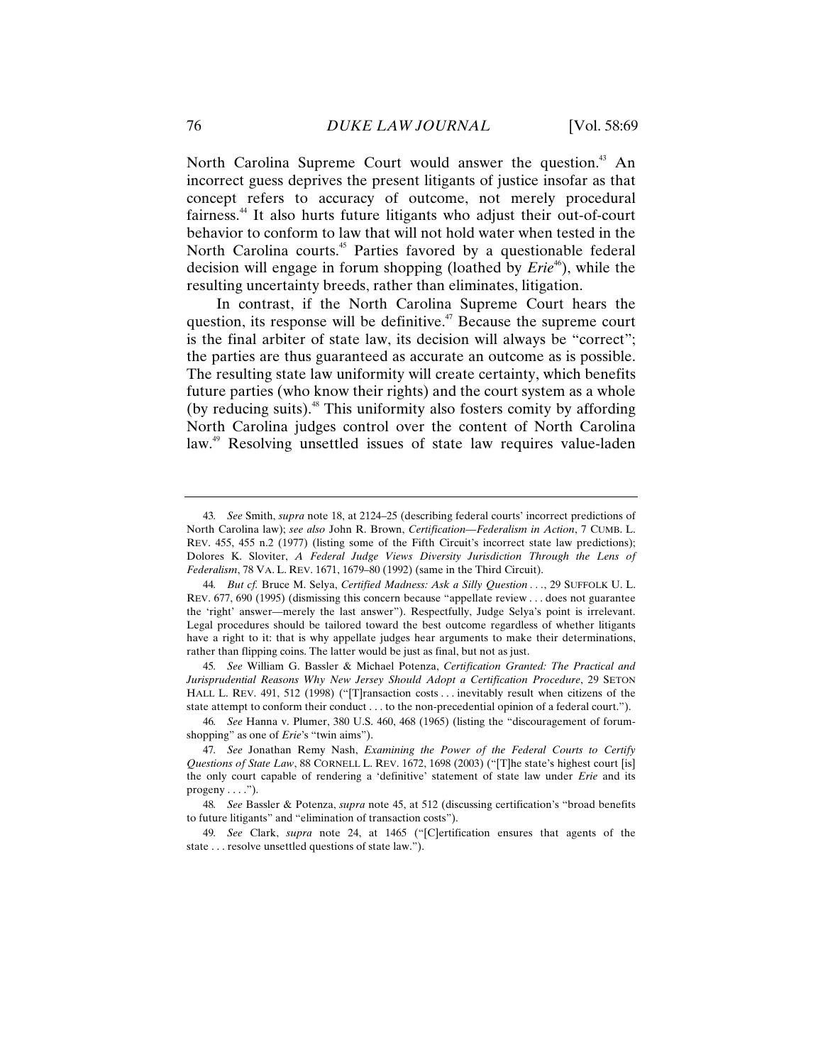North Carolina Supreme Court would answer the question.[43] An incorrect guess deprives the present litigants of justice insofar as that concept refers to accuracy of outcome, not merely procedural fairness.[44] It also hurts future litigants who adjust their out-of-court behavior to conform to law that will not hold water when tested in the North Carolina courts.[45] Parties favored by a questionable federal decision will engage in forum shopping (loathed by *Erie*[46]), while the resulting uncertainty breeds, rather than eliminates, litigation.

In contrast, if the North Carolina Supreme Court hears the question, its response will be definitive.[47] Because the supreme court is the final arbiter of state law, its decision will always be "correct"; the parties are thus guaranteed as accurate an outcome as is possible. The resulting state law uniformity will create certainty, which benefits future parties (who know their rights) and the court system as a whole (by reducing suits).[48] This uniformity also fosters comity by affording North Carolina judges control over the content of North Carolina law.[49] Resolving unsettled issues of state law requires value-laden

---

43. *See* Smith, *supra* note 18, at 2124–25 (describing federal courts' incorrect predictions of North Carolina law); *see also* John R. Brown, *Certification—Federalism in Action*, 7 CUMB. L. REV. 455, 455 n.2 (1977) (listing some of the Fifth Circuit's incorrect state law predictions); Dolores K. Sloviter, *A Federal Judge Views Diversity Jurisdiction Through the Lens of Federalism*, 78 VA. L. REV. 1671, 1679–80 (1992) (same in the Third Circuit).

44. *But cf.* Bruce M. Selya, *Certified Madness: Ask a Silly Question . . .*, 29 SUFFOLK U. L. REV. 677, 690 (1995) (dismissing this concern because "appellate review . . . does not guarantee the 'right' answer—merely the last answer"). Respectfully, Judge Selya's point is irrelevant. Legal procedures should be tailored toward the best outcome regardless of whether litigants have a right to it: that is why appellate judges hear arguments to make their determinations, rather than flipping coins. The latter would be just as final, but not as just.

45. *See* William G. Bassler & Michael Potenza, *Certification Granted: The Practical and Jurisprudential Reasons Why New Jersey Should Adopt a Certification Procedure*, 29 SETON HALL L. REV. 491, 512 (1998) ("[T]ransaction costs . . . inevitably result when citizens of the state attempt to conform their conduct . . . to the non-precedential opinion of a federal court.").

46. *See* Hanna v. Plumer, 380 U.S. 460, 468 (1965) (listing the "discouragement of forum-shopping" as one of *Erie*'s "twin aims").

47. *See* Jonathan Remy Nash, *Examining the Power of the Federal Courts to Certify Questions of State Law*, 88 CORNELL L. REV. 1672, 1698 (2003) ("[T]he state's highest court [is] the only court capable of rendering a 'definitive' statement of state law under *Erie* and its progeny . . . .").

48. *See* Bassler & Potenza, *supra* note 45, at 512 (discussing certification's "broad benefits to future litigants" and "elimination of transaction costs").

49. *See* Clark, *supra* note 24, at 1465 ("[C]ertification ensures that agents of the state . . . resolve unsettled questions of state law.").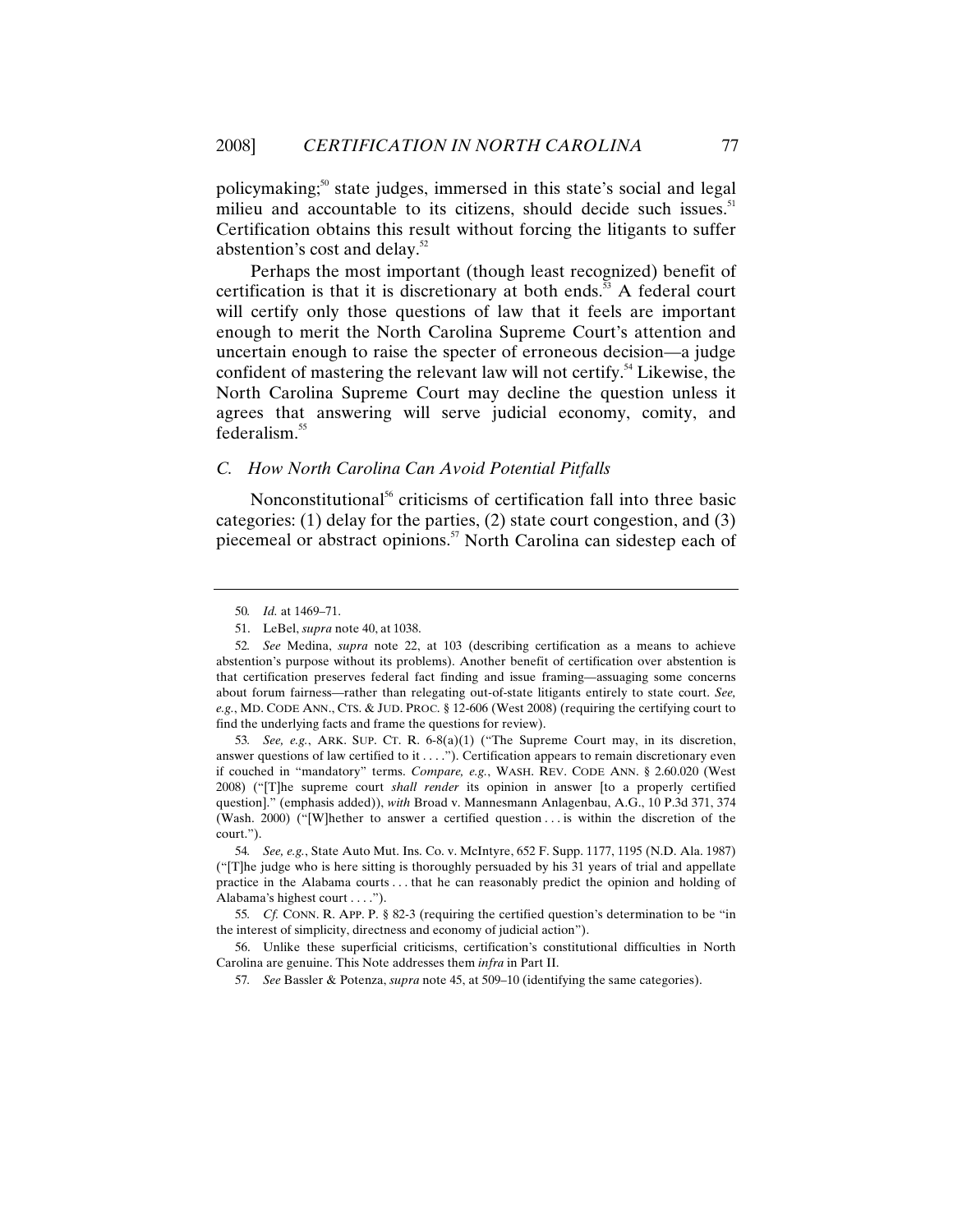policymaking;[50] state judges, immersed in this state's social and legal milieu and accountable to its citizens, should decide such issues.[51] Certification obtains this result without forcing the litigants to suffer abstention's cost and delay.[52]

Perhaps the most important (though least recognized) benefit of certification is that it is discretionary at both ends.[53] A federal court will certify only those questions of law that it feels are important enough to merit the North Carolina Supreme Court's attention and uncertain enough to raise the specter of erroneous decision—a judge confident of mastering the relevant law will not certify.[54] Likewise, the North Carolina Supreme Court may decline the question unless it agrees that answering will serve judicial economy, comity, and federalism.[55]

### *C. How North Carolina Can Avoid Potential Pitfalls*

Nonconstitutional[56] criticisms of certification fall into three basic categories: (1) delay for the parties, (2) state court congestion, and (3) piecemeal or abstract opinions.[57] North Carolina can sidestep each of

---

50. *Id.* at 1469–71.

51. LeBel, *supra* note 40, at 1038.

52. *See* Medina, *supra* note 22, at 103 (describing certification as a means to achieve abstention's purpose without its problems). Another benefit of certification over abstention is that certification preserves federal fact finding and issue framing—assuaging some concerns about forum fairness—rather than relegating out-of-state litigants entirely to state court. *See, e.g.*, MD. CODE ANN., CTS. & JUD. PROC. § 12-606 (West 2008) (requiring the certifying court to find the underlying facts and frame the questions for review).

53. *See, e.g.*, ARK. SUP. CT. R. 6-8(a)(1) ("The Supreme Court may, in its discretion, answer questions of law certified to it . . . ."). Certification appears to remain discretionary even if couched in "mandatory" terms. *Compare, e.g.*, WASH. REV. CODE ANN. § 2.60.020 (West 2008) ("[T]he supreme court *shall render* its opinion in answer [to a properly certified question]." (emphasis added)), *with* Broad v. Mannesmann Anlagenbau, A.G., 10 P.3d 371, 374 (Wash. 2000) ("[W]hether to answer a certified question . . . is within the discretion of the court.").

54. *See, e.g.*, State Auto Mut. Ins. Co. v. McIntyre, 652 F. Supp. 1177, 1195 (N.D. Ala. 1987) ("[T]he judge who is here sitting is thoroughly persuaded by his 31 years of trial and appellate practice in the Alabama courts . . . that he can reasonably predict the opinion and holding of Alabama's highest court . . . .").

55. *Cf.* CONN. R. APP. P. § 82-3 (requiring the certified question's determination to be "in the interest of simplicity, directness and economy of judicial action").

56. Unlike these superficial criticisms, certification's constitutional difficulties in North Carolina are genuine. This Note addresses them *infra* in Part II.

57. *See* Bassler & Potenza, *supra* note 45, at 509–10 (identifying the same categories).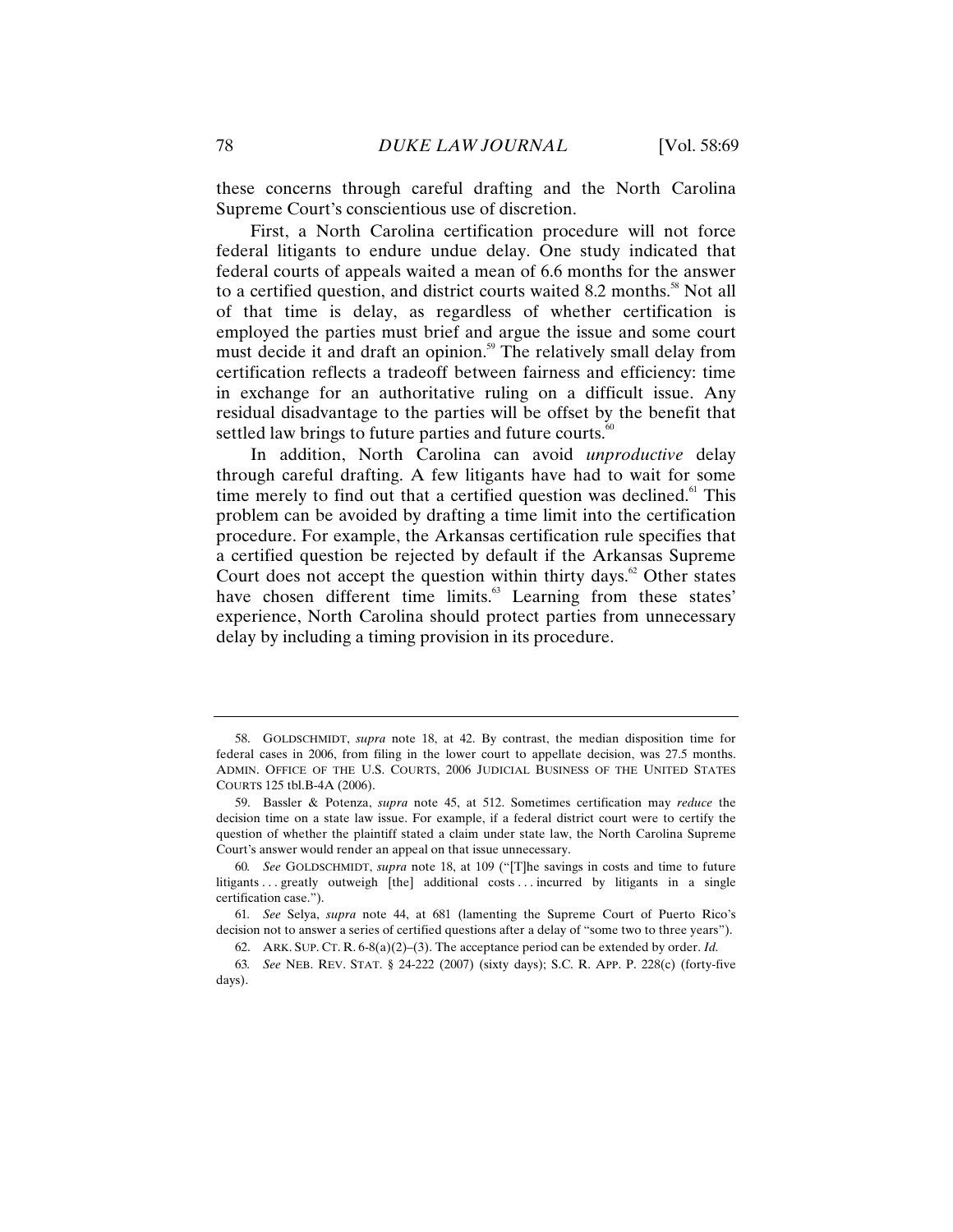these concerns through careful drafting and the North Carolina Supreme Court's conscientious use of discretion.

First, a North Carolina certification procedure will not force federal litigants to endure undue delay. One study indicated that federal courts of appeals waited a mean of 6.6 months for the answer to a certified question, and district courts waited 8.2 months.[58] Not all of that time is delay, as regardless of whether certification is employed the parties must brief and argue the issue and some court must decide it and draft an opinion.[59] The relatively small delay from certification reflects a tradeoff between fairness and efficiency: time in exchange for an authoritative ruling on a difficult issue. Any residual disadvantage to the parties will be offset by the benefit that settled law brings to future parties and future courts.[60]

In addition, North Carolina can avoid *unproductive* delay through careful drafting. A few litigants have had to wait for some time merely to find out that a certified question was declined.[61] This problem can be avoided by drafting a time limit into the certification procedure. For example, the Arkansas certification rule specifies that a certified question be rejected by default if the Arkansas Supreme Court does not accept the question within thirty days.[62] Other states have chosen different time limits.[63] Learning from these states' experience, North Carolina should protect parties from unnecessary delay by including a timing provision in its procedure.

---

58. GOLDSCHMIDT, *supra* note 18, at 42. By contrast, the median disposition time for federal cases in 2006, from filing in the lower court to appellate decision, was 27.5 months. ADMIN. OFFICE OF THE U.S. COURTS, 2006 JUDICIAL BUSINESS OF THE UNITED STATES COURTS 125 tbl.B-4A (2006).

59. Bassler & Potenza, *supra* note 45, at 512. Sometimes certification may *reduce* the decision time on a state law issue. For example, if a federal district court were to certify the question of whether the plaintiff stated a claim under state law, the North Carolina Supreme Court's answer would render an appeal on that issue unnecessary.

60. *See* GOLDSCHMIDT, *supra* note 18, at 109 ("[T]he savings in costs and time to future litigants . . . greatly outweigh [the] additional costs . . . incurred by litigants in a single certification case.").

61. *See* Selya, *supra* note 44, at 681 (lamenting the Supreme Court of Puerto Rico's decision not to answer a series of certified questions after a delay of "some two to three years").

62. ARK. SUP. CT. R. 6-8(a)(2)–(3). The acceptance period can be extended by order. *Id.*

63. *See* NEB. REV. STAT. § 24-222 (2007) (sixty days); S.C. R. APP. P. 228(c) (forty-five days).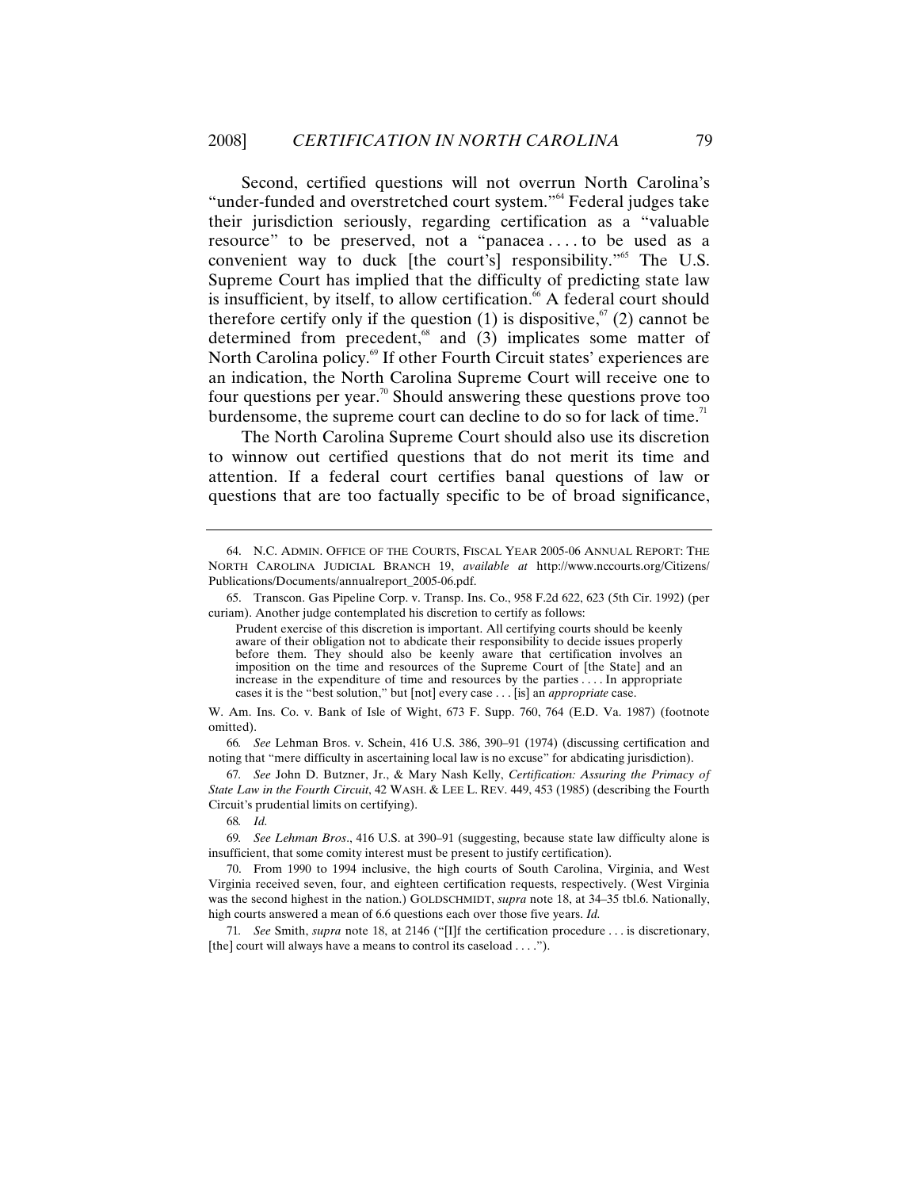Second, certified questions will not overrun North Carolina's "under-funded and overstretched court system."[64] Federal judges take their jurisdiction seriously, regarding certification as a "valuable resource" to be preserved, not a "panacea . . . . to be used as a convenient way to duck [the court's] responsibility."[65] The U.S. Supreme Court has implied that the difficulty of predicting state law is insufficient, by itself, to allow certification.[66] A federal court should therefore certify only if the question (1) is dispositive,[67] (2) cannot be determined from precedent,[68] and (3) implicates some matter of North Carolina policy.[69] If other Fourth Circuit states' experiences are an indication, the North Carolina Supreme Court will receive one to four questions per year.[70] Should answering these questions prove too burdensome, the supreme court can decline to do so for lack of time.[71]

The North Carolina Supreme Court should also use its discretion to winnow out certified questions that do not merit its time and attention. If a federal court certifies banal questions of law or questions that are too factually specific to be of broad significance,

---

64. N.C. ADMIN. OFFICE OF THE COURTS, FISCAL YEAR 2005-06 ANNUAL REPORT: THE NORTH CAROLINA JUDICIAL BRANCH 19, *available at* http://www.nccourts.org/Citizens/Publications/Documents/annualreport_2005-06.pdf.

65. Transcon. Gas Pipeline Corp. v. Transp. Ins. Co., 958 F.2d 622, 623 (5th Cir. 1992) (per curiam). Another judge contemplated his discretion to certify as follows:

> Prudent exercise of this discretion is important. All certifying courts should be keenly aware of their obligation not to abdicate their responsibility to decide issues properly before them. They should also be keenly aware that certification involves an imposition on the time and resources of the Supreme Court of [the State] and an increase in the expenditure of time and resources by the parties . . . . In appropriate cases it is the "best solution," but [not] every case . . . [is] an *appropriate* case.

W. Am. Ins. Co. v. Bank of Isle of Wight, 673 F. Supp. 760, 764 (E.D. Va. 1987) (footnote omitted).

66. *See* Lehman Bros. v. Schein, 416 U.S. 386, 390–91 (1974) (discussing certification and noting that "mere difficulty in ascertaining local law is no excuse" for abdicating jurisdiction).

67. *See* John D. Butzner, Jr., & Mary Nash Kelly, *Certification: Assuring the Primacy of State Law in the Fourth Circuit*, 42 WASH. & LEE L. REV. 449, 453 (1985) (describing the Fourth Circuit's prudential limits on certifying).

68. *Id.*

69. *See Lehman Bros*., 416 U.S. at 390–91 (suggesting, because state law difficulty alone is insufficient, that some comity interest must be present to justify certification).

70. From 1990 to 1994 inclusive, the high courts of South Carolina, Virginia, and West Virginia received seven, four, and eighteen certification requests, respectively. (West Virginia was the second highest in the nation.) GOLDSCHMIDT, *supra* note 18, at 34–35 tbl.6. Nationally, high courts answered a mean of 6.6 questions each over those five years. *Id.*

71. *See* Smith, *supra* note 18, at 2146 ("[I]f the certification procedure . . . is discretionary, [the] court will always have a means to control its caseload . . . .").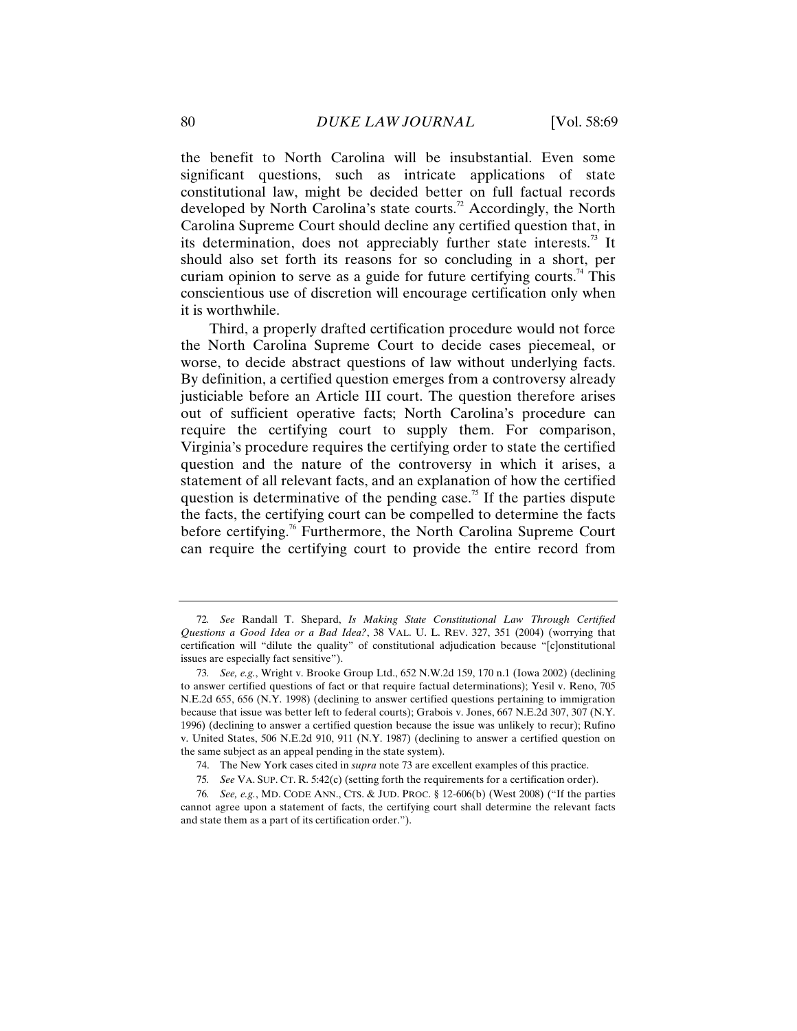the benefit to North Carolina will be insubstantial. Even some significant questions, such as intricate applications of state constitutional law, might be decided better on full factual records developed by North Carolina's state courts.[72] Accordingly, the North Carolina Supreme Court should decline any certified question that, in its determination, does not appreciably further state interests.[73] It should also set forth its reasons for so concluding in a short, per curiam opinion to serve as a guide for future certifying courts.[74] This conscientious use of discretion will encourage certification only when it is worthwhile.

Third, a properly drafted certification procedure would not force the North Carolina Supreme Court to decide cases piecemeal, or worse, to decide abstract questions of law without underlying facts. By definition, a certified question emerges from a controversy already justiciable before an Article III court. The question therefore arises out of sufficient operative facts; North Carolina's procedure can require the certifying court to supply them. For comparison, Virginia's procedure requires the certifying order to state the certified question and the nature of the controversy in which it arises, a statement of all relevant facts, and an explanation of how the certified question is determinative of the pending case.[75] If the parties dispute the facts, the certifying court can be compelled to determine the facts before certifying.[76] Furthermore, the North Carolina Supreme Court can require the certifying court to provide the entire record from

---

72. *See* Randall T. Shepard, *Is Making State Constitutional Law Through Certified Questions a Good Idea or a Bad Idea?*, 38 VAL. U. L. REV. 327, 351 (2004) (worrying that certification will "dilute the quality" of constitutional adjudication because "[c]onstitutional issues are especially fact sensitive").

73. *See, e.g.*, Wright v. Brooke Group Ltd., 652 N.W.2d 159, 170 n.1 (Iowa 2002) (declining to answer certified questions of fact or that require factual determinations); Yesil v. Reno, 705 N.E.2d 655, 656 (N.Y. 1998) (declining to answer certified questions pertaining to immigration because that issue was better left to federal courts); Grabois v. Jones, 667 N.E.2d 307, 307 (N.Y. 1996) (declining to answer a certified question because the issue was unlikely to recur); Rufino v. United States, 506 N.E.2d 910, 911 (N.Y. 1987) (declining to answer a certified question on the same subject as an appeal pending in the state system).

74. The New York cases cited in *supra* note 73 are excellent examples of this practice.

75. *See* VA. SUP. CT. R. 5:42(c) (setting forth the requirements for a certification order).

76. *See, e.g.*, MD. CODE ANN., CTS. & JUD. PROC. § 12-606(b) (West 2008) ("If the parties cannot agree upon a statement of facts, the certifying court shall determine the relevant facts and state them as a part of its certification order.").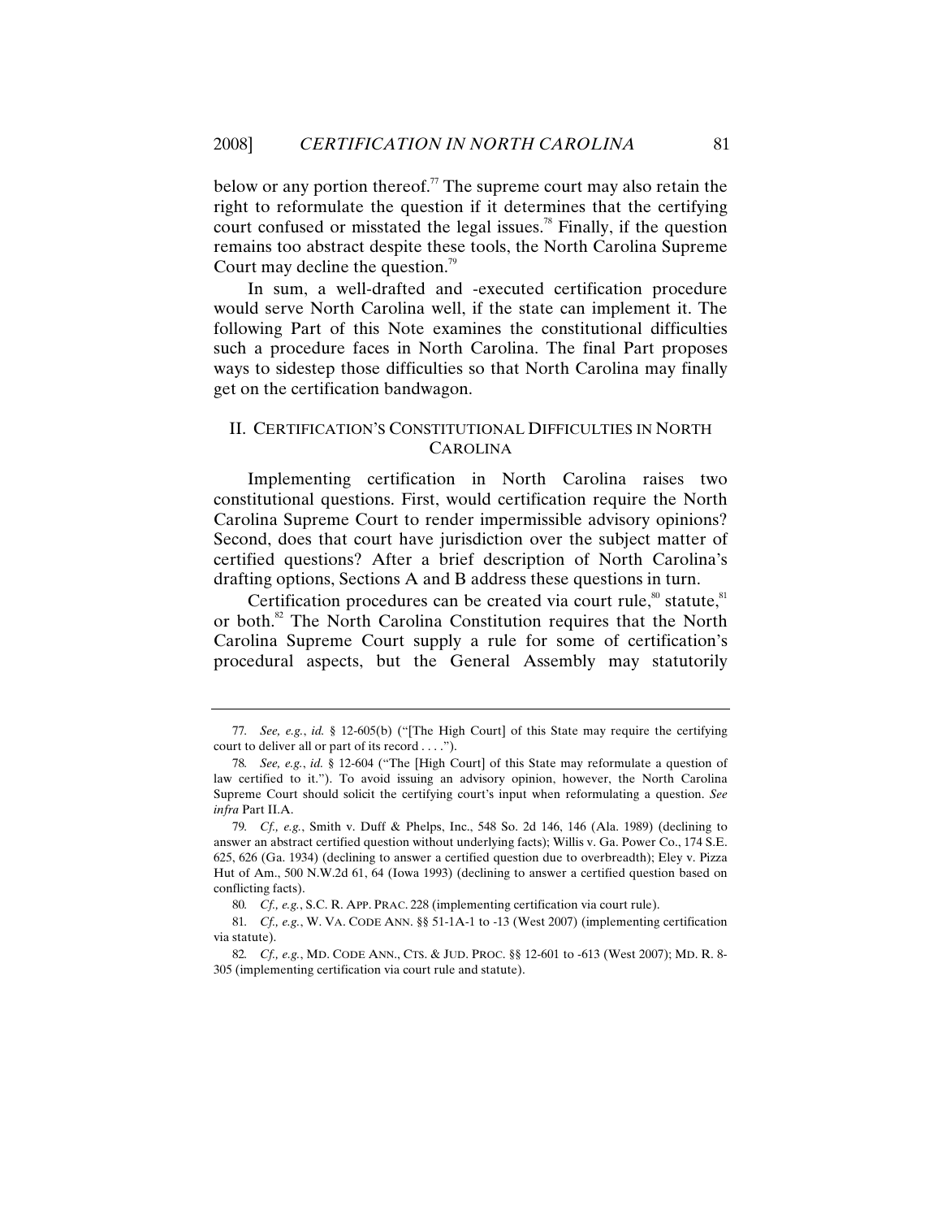below or any portion thereof.[77] The supreme court may also retain the right to reformulate the question if it determines that the certifying court confused or misstated the legal issues.[78] Finally, if the question remains too abstract despite these tools, the North Carolina Supreme Court may decline the question.[79]

In sum, a well-drafted and -executed certification procedure would serve North Carolina well, if the state can implement it. The following Part of this Note examines the constitutional difficulties such a procedure faces in North Carolina. The final Part proposes ways to sidestep those difficulties so that North Carolina may finally get on the certification bandwagon.

## II. CERTIFICATION'S CONSTITUTIONAL DIFFICULTIES IN NORTH CAROLINA

Implementing certification in North Carolina raises two constitutional questions. First, would certification require the North Carolina Supreme Court to render impermissible advisory opinions? Second, does that court have jurisdiction over the subject matter of certified questions? After a brief description of North Carolina's drafting options, Sections A and B address these questions in turn.

Certification procedures can be created via court rule,[80] statute,[81] or both.[82] The North Carolina Constitution requires that the North Carolina Supreme Court supply a rule for some of certification's procedural aspects, but the General Assembly may statutorily

---

77. *See, e.g.*, *id.* § 12-605(b) ("[The High Court] of this State may require the certifying court to deliver all or part of its record . . . .").

78. *See, e.g.*, *id.* § 12-604 ("The [High Court] of this State may reformulate a question of law certified to it."). To avoid issuing an advisory opinion, however, the North Carolina Supreme Court should solicit the certifying court's input when reformulating a question. *See infra* Part II.A.

79. *Cf., e.g.*, Smith v. Duff & Phelps, Inc., 548 So. 2d 146, 146 (Ala. 1989) (declining to answer an abstract certified question without underlying facts); Willis v. Ga. Power Co., 174 S.E. 625, 626 (Ga. 1934) (declining to answer a certified question due to overbreadth); Eley v. Pizza Hut of Am., 500 N.W.2d 61, 64 (Iowa 1993) (declining to answer a certified question based on conflicting facts).

80. *Cf., e.g.*, S.C. R. APP. PRAC. 228 (implementing certification via court rule).

81. *Cf., e.g.*, W. VA. CODE ANN. §§ 51-1A-1 to -13 (West 2007) (implementing certification via statute).

82. *Cf., e.g.*, MD. CODE ANN., CTS. & JUD. PROC. §§ 12-601 to -613 (West 2007); MD. R. 8-305 (implementing certification via court rule and statute).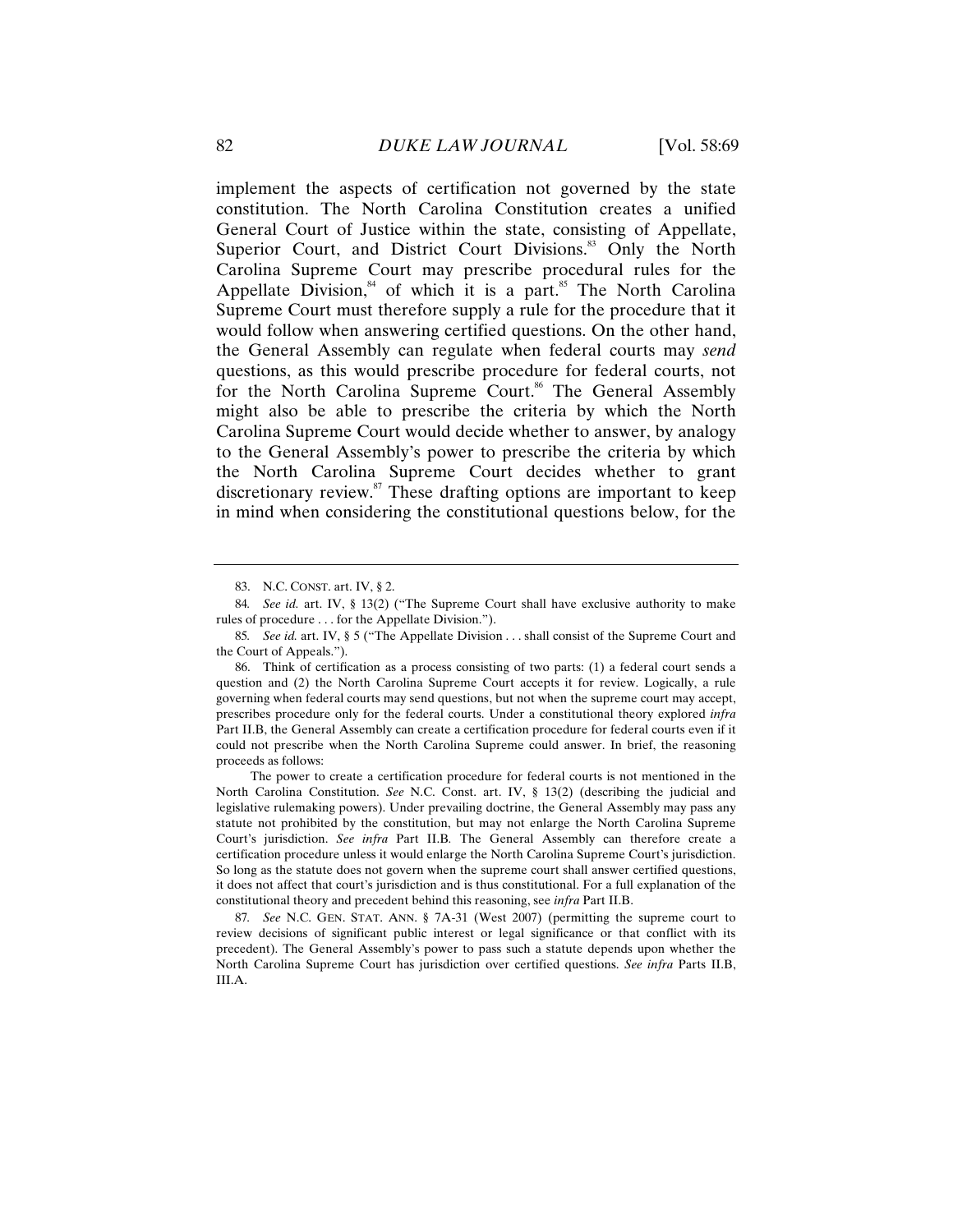implement the aspects of certification not governed by the state constitution. The North Carolina Constitution creates a unified General Court of Justice within the state, consisting of Appellate, Superior Court, and District Court Divisions.[83] Only the North Carolina Supreme Court may prescribe procedural rules for the Appellate Division,[84] of which it is a part.[85] The North Carolina Supreme Court must therefore supply a rule for the procedure that it would follow when answering certified questions. On the other hand, the General Assembly can regulate when federal courts may *send* questions, as this would prescribe procedure for federal courts, not for the North Carolina Supreme Court.[86] The General Assembly might also be able to prescribe the criteria by which the North Carolina Supreme Court would decide whether to answer, by analogy to the General Assembly's power to prescribe the criteria by which the North Carolina Supreme Court decides whether to grant discretionary review.[87] These drafting options are important to keep in mind when considering the constitutional questions below, for the

---

83. N.C. CONST. art. IV, § 2.

84. *See id.* art. IV, § 13(2) ("The Supreme Court shall have exclusive authority to make rules of procedure . . . for the Appellate Division.").

85. *See id.* art. IV, § 5 ("The Appellate Division . . . shall consist of the Supreme Court and the Court of Appeals.").

86. Think of certification as a process consisting of two parts: (1) a federal court sends a question and (2) the North Carolina Supreme Court accepts it for review. Logically, a rule governing when federal courts may send questions, but not when the supreme court may accept, prescribes procedure only for the federal courts. Under a constitutional theory explored *infra* Part II.B, the General Assembly can create a certification procedure for federal courts even if it could not prescribe when the North Carolina Supreme could answer. In brief, the reasoning proceeds as follows:

The power to create a certification procedure for federal courts is not mentioned in the North Carolina Constitution. *See* N.C. Const. art. IV, § 13(2) (describing the judicial and legislative rulemaking powers). Under prevailing doctrine, the General Assembly may pass any statute not prohibited by the constitution, but may not enlarge the North Carolina Supreme Court's jurisdiction. *See infra* Part II.B. The General Assembly can therefore create a certification procedure unless it would enlarge the North Carolina Supreme Court's jurisdiction. So long as the statute does not govern when the supreme court shall answer certified questions, it does not affect that court's jurisdiction and is thus constitutional. For a full explanation of the constitutional theory and precedent behind this reasoning, see *infra* Part II.B.

87. *See* N.C. GEN. STAT. ANN. § 7A-31 (West 2007) (permitting the supreme court to review decisions of significant public interest or legal significance or that conflict with its precedent). The General Assembly's power to pass such a statute depends upon whether the North Carolina Supreme Court has jurisdiction over certified questions. *See infra* Parts II.B, III.A.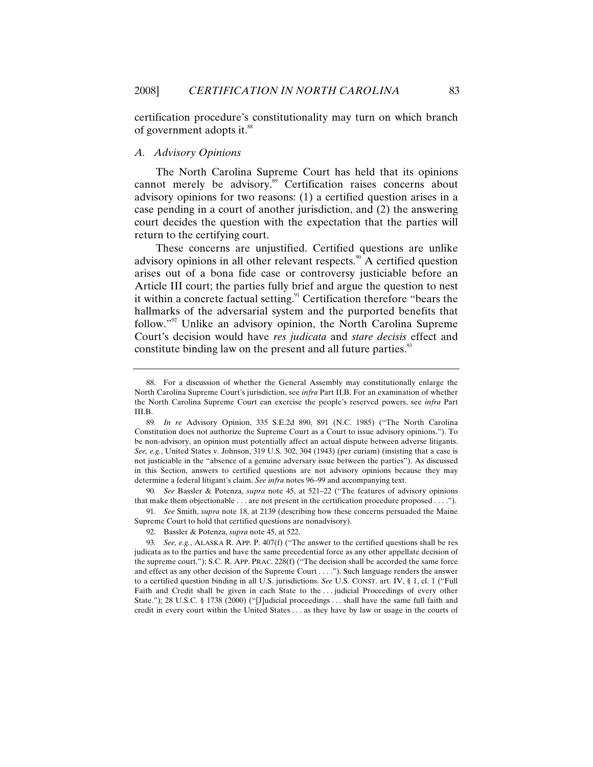certification procedure's constitutionality may turn on which branch of government adopts it.[88]

### *A. Advisory Opinions*

The North Carolina Supreme Court has held that its opinions cannot merely be advisory.[89] Certification raises concerns about advisory opinions for two reasons: (1) a certified question arises in a case pending in a court of another jurisdiction, and (2) the answering court decides the question with the expectation that the parties will return to the certifying court.

These concerns are unjustified. Certified questions are unlike advisory opinions in all other relevant respects.[90] A certified question arises out of a bona fide case or controversy justiciable before an Article III court; the parties fully brief and argue the question to nest it within a concrete factual setting.[91] Certification therefore "bears the hallmarks of the adversarial system and the purported benefits that follow."[92] Unlike an advisory opinion, the North Carolina Supreme Court's decision would have *res judicata* and *stare decisis* effect and constitute binding law on the present and all future parties.[93]

---

88. For a discussion of whether the General Assembly may constitutionally enlarge the North Carolina Supreme Court's jurisdiction, see *infra* Part II.B. For an examination of whether the North Carolina Supreme Court can exercise the people's reserved powers, see *infra* Part III.B.

89. *In re* Advisory Opinion, 335 S.E.2d 890, 891 (N.C. 1985) ("The North Carolina Constitution does not authorize the Supreme Court as a Court to issue advisory opinions."). To be non-advisory, an opinion must potentially affect an actual dispute between adverse litigants. *See, e.g.*, United States v. Johnson, 319 U.S. 302, 304 (1943) (per curiam) (insisting that a case is not justiciable in the "absence of a genuine adversary issue between the parties"). As discussed in this Section, answers to certified questions are not advisory opinions because they may determine a federal litigant's claim. *See infra* notes 96–99 and accompanying text.

90. *See* Bassler & Potenza, *supra* note 45, at 521–22 ("The features of advisory opinions that make them objectionable . . . are not present in the certification procedure proposed . . . .").

91. *See* Smith, *supra* note 18, at 2139 (describing how these concerns persuaded the Maine Supreme Court to hold that certified questions are nonadvisory).

92. Bassler & Potenza, *supra* note 45, at 522.

93. *See, e.g.*, ALASKA R. APP. P. 407(f) ("The answer to the certified questions shall be res judicata as to the parties and have the same precedential force as any other appellate decision of the supreme court."); S.C. R. APP. PRAC. 228(f) ("The decision shall be accorded the same force and effect as any other decision of the Supreme Court . . . ."). Such language renders the answer to a certified question binding in all U.S. jurisdictions. *See* U.S. CONST. art. IV, § 1, cl. 1 ("Full Faith and Credit shall be given in each State to the . . . judicial Proceedings of every other State."); 28 U.S.C. § 1738 (2000) ("[J]udicial proceedings . . . shall have the same full faith and credit in every court within the United States . . . as they have by law or usage in the courts of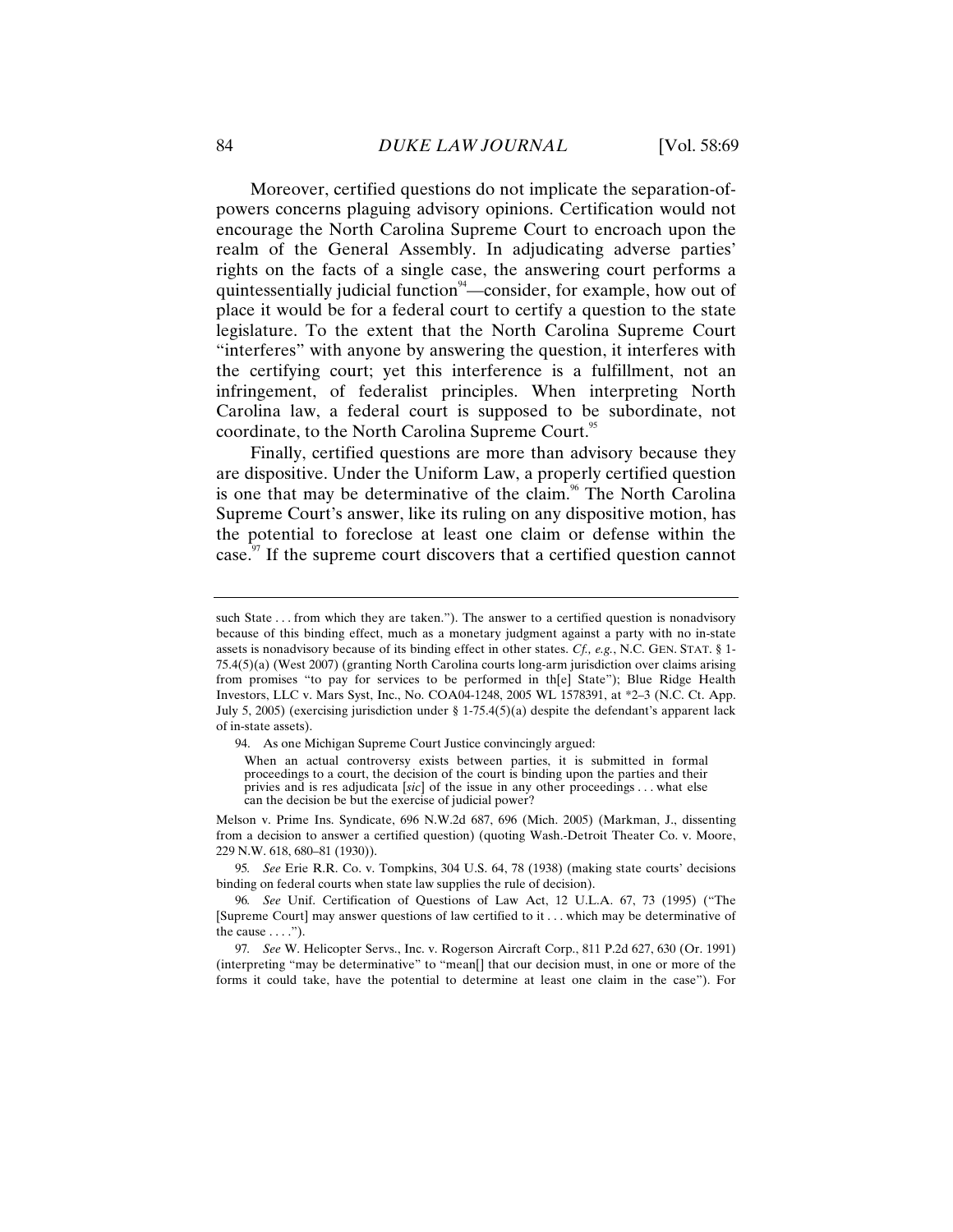Moreover, certified questions do not implicate the separation-of-powers concerns plaguing advisory opinions. Certification would not encourage the North Carolina Supreme Court to encroach upon the realm of the General Assembly. In adjudicating adverse parties' rights on the facts of a single case, the answering court performs a quintessentially judicial function[94]—consider, for example, how out of place it would be for a federal court to certify a question to the state legislature. To the extent that the North Carolina Supreme Court "interferes" with anyone by answering the question, it interferes with the certifying court; yet this interference is a fulfillment, not an infringement, of federalist principles. When interpreting North Carolina law, a federal court is supposed to be subordinate, not coordinate, to the North Carolina Supreme Court.[95]

Finally, certified questions are more than advisory because they are dispositive. Under the Uniform Law, a properly certified question is one that may be determinative of the claim.[96] The North Carolina Supreme Court's answer, like its ruling on any dispositive motion, has the potential to foreclose at least one claim or defense within the case.[97] If the supreme court discovers that a certified question cannot

---

such State . . . from which they are taken."). The answer to a certified question is nonadvisory because of this binding effect, much as a monetary judgment against a party with no in-state assets is nonadvisory because of its binding effect in other states. *Cf., e.g.*, N.C. GEN. STAT. § 1-75.4(5)(a) (West 2007) (granting North Carolina courts long-arm jurisdiction over claims arising from promises "to pay for services to be performed in th[e] State"); Blue Ridge Health Investors, LLC v. Mars Syst, Inc., No. COA04-1248, 2005 WL 1578391, at *2–3 (N.C. Ct. App. July 5, 2005) (exercising jurisdiction under § 1-75.4(5)(a) despite the defendant's apparent lack of in-state assets).

94. As one Michigan Supreme Court Justice convincingly argued:

> When an actual controversy exists between parties, it is submitted in formal proceedings to a court, the decision of the court is binding upon the parties and their privies and is res adjudicata [*sic*] of the issue in any other proceedings . . . what else can the decision be but the exercise of judicial power?

Melson v. Prime Ins. Syndicate, 696 N.W.2d 687, 696 (Mich. 2005) (Markman, J., dissenting from a decision to answer a certified question) (quoting Wash.-Detroit Theater Co. v. Moore, 229 N.W. 618, 680–81 (1930)).

95. *See* Erie R.R. Co. v. Tompkins, 304 U.S. 64, 78 (1938) (making state courts' decisions binding on federal courts when state law supplies the rule of decision).

96. *See* Unif. Certification of Questions of Law Act, 12 U.L.A. 67, 73 (1995) ("The [Supreme Court] may answer questions of law certified to it . . . which may be determinative of the cause . . . .").

97. *See* W. Helicopter Servs., Inc. v. Rogerson Aircraft Corp., 811 P.2d 627, 630 (Or. 1991) (interpreting "may be determinative" to "mean[] that our decision must, in one or more of the forms it could take, have the potential to determine at least one claim in the case"). For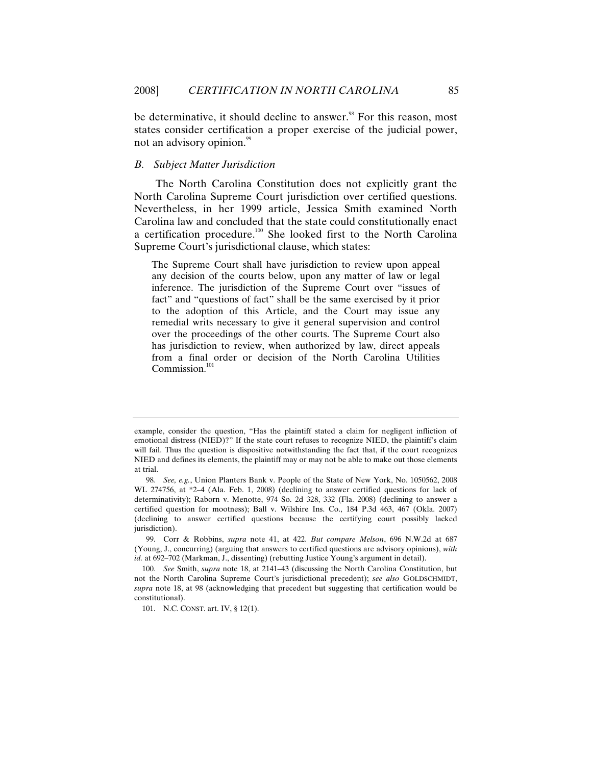be determinative, it should decline to answer.[98] For this reason, most states consider certification a proper exercise of the judicial power, not an advisory opinion.[99]

### *B. Subject Matter Jurisdiction*

The North Carolina Constitution does not explicitly grant the North Carolina Supreme Court jurisdiction over certified questions. Nevertheless, in her 1999 article, Jessica Smith examined North Carolina law and concluded that the state could constitutionally enact a certification procedure.[100] She looked first to the North Carolina Supreme Court's jurisdictional clause, which states:

> The Supreme Court shall have jurisdiction to review upon appeal any decision of the courts below, upon any matter of law or legal inference. The jurisdiction of the Supreme Court over "issues of fact" and "questions of fact" shall be the same exercised by it prior to the adoption of this Article, and the Court may issue any remedial writs necessary to give it general supervision and control over the proceedings of the other courts. The Supreme Court also has jurisdiction to review, when authorized by law, direct appeals from a final order or decision of the North Carolina Utilities Commission.[101]

---

example, consider the question, "Has the plaintiff stated a claim for negligent infliction of emotional distress (NIED)?" If the state court refuses to recognize NIED, the plaintiff's claim will fail. Thus the question is dispositive notwithstanding the fact that, if the court recognizes NIED and defines its elements, the plaintiff may or may not be able to make out those elements at trial.

98. *See, e.g.*, Union Planters Bank v. People of the State of New York, No. 1050562, 2008 WL 274756, at *2–4 (Ala. Feb. 1, 2008) (declining to answer certified questions for lack of determinativity); Raborn v. Menotte, 974 So. 2d 328, 332 (Fla. 2008) (declining to answer a certified question for mootness); Ball v. Wilshire Ins. Co., 184 P.3d 463, 467 (Okla. 2007) (declining to answer certified questions because the certifying court possibly lacked jurisdiction).

99. Corr & Robbins, *supra* note 41, at 422. *But compare Melson*, 696 N.W.2d at 687 (Young, J., concurring) (arguing that answers to certified questions are advisory opinions), *with id.* at 692–702 (Markman, J., dissenting) (rebutting Justice Young's argument in detail).

100. *See* Smith, *supra* note 18, at 2141–43 (discussing the North Carolina Constitution, but not the North Carolina Supreme Court's jurisdictional precedent); *see also* GOLDSCHMIDT, *supra* note 18, at 98 (acknowledging that precedent but suggesting that certification would be constitutional).

101. N.C. CONST. art. IV, § 12(1).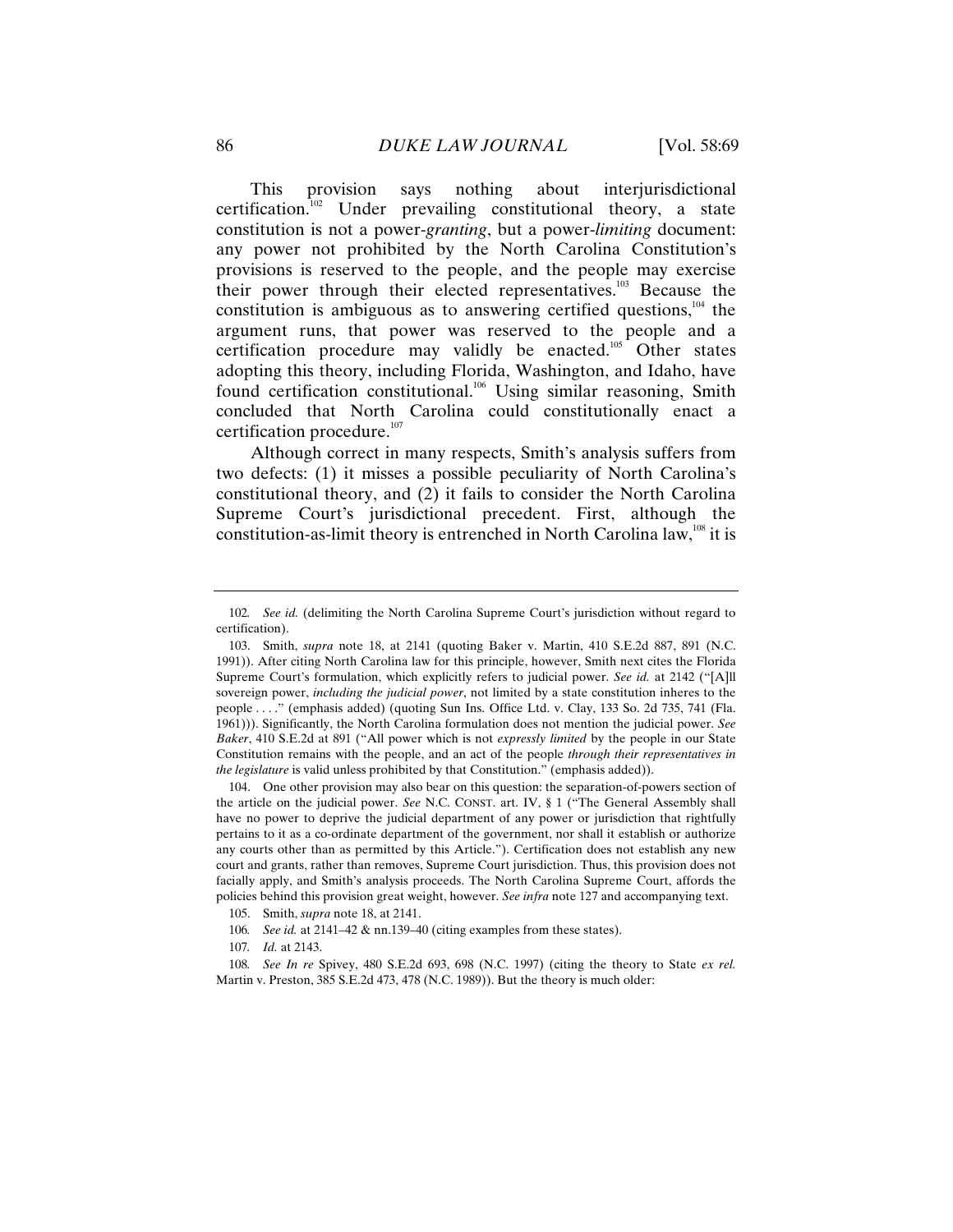This provision says nothing about interjurisdictional certification.[102] Under prevailing constitutional theory, a state constitution is not a power-*granting*, but a power-*limiting* document: any power not prohibited by the North Carolina Constitution's provisions is reserved to the people, and the people may exercise their power through their elected representatives.[103] Because the constitution is ambiguous as to answering certified questions,[104] the argument runs, that power was reserved to the people and a certification procedure may validly be enacted.[105] Other states adopting this theory, including Florida, Washington, and Idaho, have found certification constitutional.[106] Using similar reasoning, Smith concluded that North Carolina could constitutionally enact a certification procedure.[107]

Although correct in many respects, Smith's analysis suffers from two defects: (1) it misses a possible peculiarity of North Carolina's constitutional theory, and (2) it fails to consider the North Carolina Supreme Court's jurisdictional precedent. First, although the constitution-as-limit theory is entrenched in North Carolina law,[108] it is

---

102. *See id.* (delimiting the North Carolina Supreme Court's jurisdiction without regard to certification).

103. Smith, *supra* note 18, at 2141 (quoting Baker v. Martin, 410 S.E.2d 887, 891 (N.C. 1991)). After citing North Carolina law for this principle, however, Smith next cites the Florida Supreme Court's formulation, which explicitly refers to judicial power. *See id.* at 2142 ("[A]ll sovereign power, *including the judicial power*, not limited by a state constitution inheres to the people . . . ." (emphasis added) (quoting Sun Ins. Office Ltd. v. Clay, 133 So. 2d 735, 741 (Fla. 1961))). Significantly, the North Carolina formulation does not mention the judicial power. *See Baker*, 410 S.E.2d at 891 ("All power which is not *expressly limited* by the people in our State Constitution remains with the people, and an act of the people *through their representatives in the legislature* is valid unless prohibited by that Constitution." (emphasis added)).

104. One other provision may also bear on this question: the separation-of-powers section of the article on the judicial power. *See* N.C. CONST. art. IV, § 1 ("The General Assembly shall have no power to deprive the judicial department of any power or jurisdiction that rightfully pertains to it as a co-ordinate department of the government, nor shall it establish or authorize any courts other than as permitted by this Article."). Certification does not establish any new court and grants, rather than removes, Supreme Court jurisdiction. Thus, this provision does not facially apply, and Smith's analysis proceeds. The North Carolina Supreme Court, affords the policies behind this provision great weight, however. *See infra* note 127 and accompanying text.

105. Smith, *supra* note 18, at 2141.

106. *See id.* at 2141–42 & nn.139–40 (citing examples from these states).

107. *Id.* at 2143.

108. *See In re* Spivey, 480 S.E.2d 693, 698 (N.C. 1997) (citing the theory to State *ex rel.* Martin v. Preston, 385 S.E.2d 473, 478 (N.C. 1989)). But the theory is much older: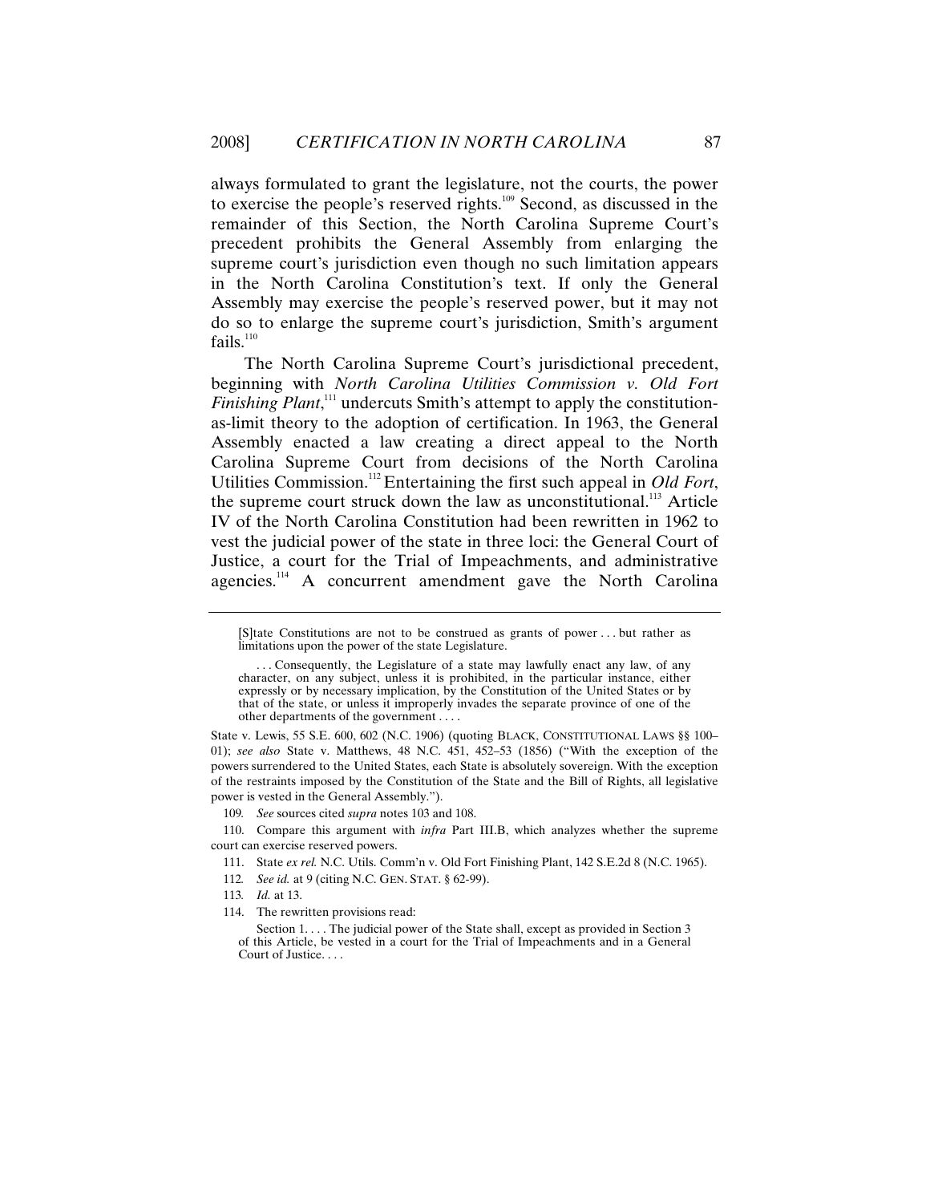always formulated to grant the legislature, not the courts, the power to exercise the people's reserved rights.[109] Second, as discussed in the remainder of this Section, the North Carolina Supreme Court's precedent prohibits the General Assembly from enlarging the supreme court's jurisdiction even though no such limitation appears in the North Carolina Constitution's text. If only the General Assembly may exercise the people's reserved power, but it may not do so to enlarge the supreme court's jurisdiction, Smith's argument fails.[110]

The North Carolina Supreme Court's jurisdictional precedent, beginning with *North Carolina Utilities Commission v. Old Fort Finishing Plant*,[111] undercuts Smith's attempt to apply the constitution-as-limit theory to the adoption of certification. In 1963, the General Assembly enacted a law creating a direct appeal to the North Carolina Supreme Court from decisions of the North Carolina Utilities Commission.[112] Entertaining the first such appeal in *Old Fort*, the supreme court struck down the law as unconstitutional.[113] Article IV of the North Carolina Constitution had been rewritten in 1962 to vest the judicial power of the state in three loci: the General Court of Justice, a court for the Trial of Impeachments, and administrative agencies.[114] A concurrent amendment gave the North Carolina

---

> [S]tate Constitutions are not to be construed as grants of power . . . but rather as limitations upon the power of the state Legislature.
>
> . . . Consequently, the Legislature of a state may lawfully enact any law, of any character, on any subject, unless it is prohibited, in the particular instance, either expressly or by necessary implication, by the Constitution of the United States or by that of the state, or unless it improperly invades the separate province of one of the other departments of the government . . . .

State v. Lewis, 55 S.E. 600, 602 (N.C. 1906) (quoting BLACK, CONSTITUTIONAL LAWS §§ 100–01); *see also* State v. Matthews, 48 N.C. 451, 452–53 (1856) ("With the exception of the powers surrendered to the United States, each State is absolutely sovereign. With the exception of the restraints imposed by the Constitution of the State and the Bill of Rights, all legislative power is vested in the General Assembly.").

109. *See* sources cited *supra* notes 103 and 108.

110. Compare this argument with *infra* Part III.B, which analyzes whether the supreme court can exercise reserved powers.

111. State *ex rel.* N.C. Utils. Comm'n v. Old Fort Finishing Plant, 142 S.E.2d 8 (N.C. 1965).

112. *See id.* at 9 (citing N.C. GEN. STAT. § 62-99).

113. *Id.* at 13.

114. The rewritten provisions read:

> Section 1. . . . The judicial power of the State shall, except as provided in Section 3 of this Article, be vested in a court for the Trial of Impeachments and in a General Court of Justice. . . .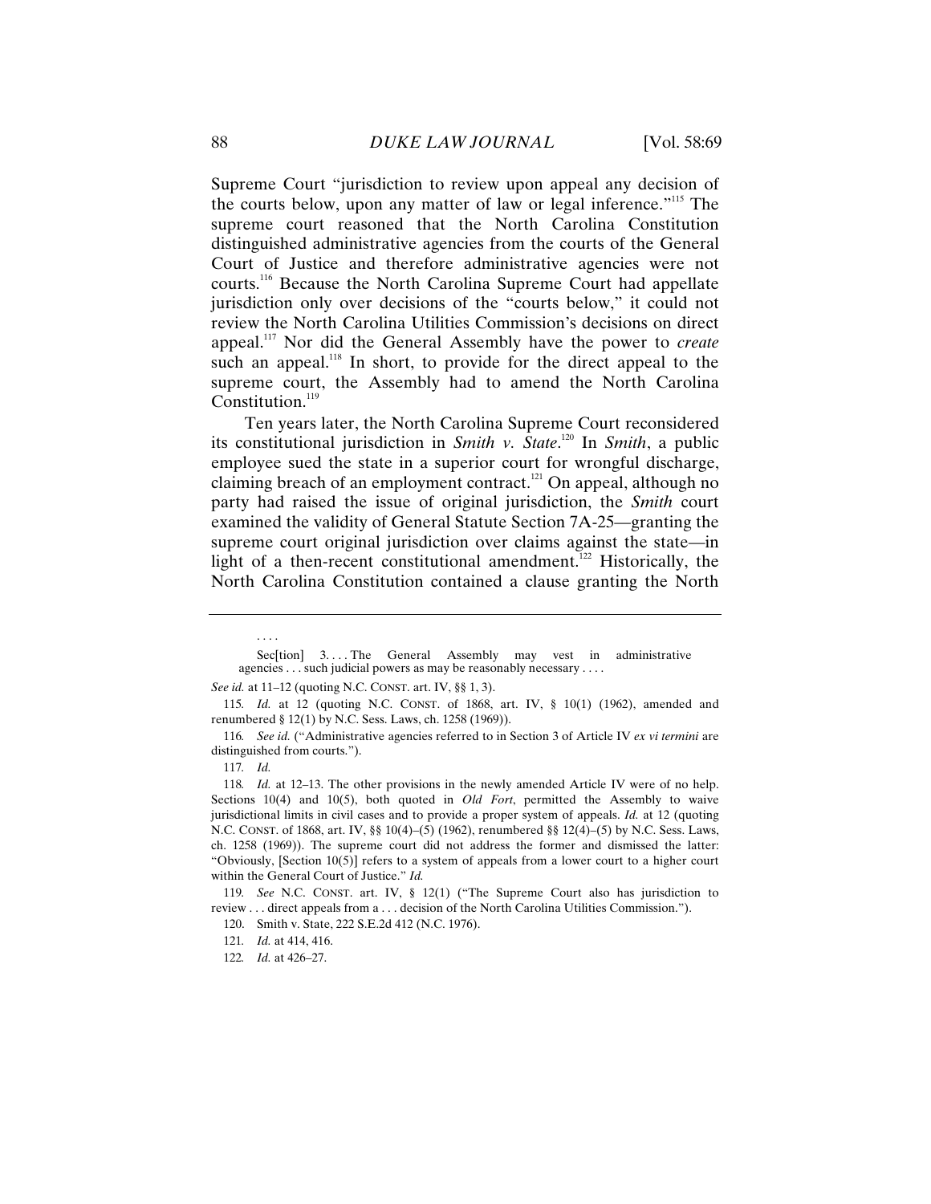Supreme Court "jurisdiction to review upon appeal any decision of the courts below, upon any matter of law or legal inference."[115] The supreme court reasoned that the North Carolina Constitution distinguished administrative agencies from the courts of the General Court of Justice and therefore administrative agencies were not courts.[116] Because the North Carolina Supreme Court had appellate jurisdiction only over decisions of the "courts below," it could not review the North Carolina Utilities Commission's decisions on direct appeal.[117] Nor did the General Assembly have the power to *create* such an appeal.[118] In short, to provide for the direct appeal to the supreme court, the Assembly had to amend the North Carolina Constitution.[119]

Ten years later, the North Carolina Supreme Court reconsidered its constitutional jurisdiction in *Smith v. State*.[120] In *Smith*, a public employee sued the state in a superior court for wrongful discharge, claiming breach of an employment contract.[121] On appeal, although no party had raised the issue of original jurisdiction, the *Smith* court examined the validity of General Statute Section 7A-25—granting the supreme court original jurisdiction over claims against the state—in light of a then-recent constitutional amendment.[122] Historically, the North Carolina Constitution contained a clause granting the North

---

. . . .

> Sec[tion] 3. . . . The General Assembly may vest in administrative agencies . . . such judicial powers as may be reasonably necessary . . . .

*See id.* at 11–12 (quoting N.C. CONST. art. IV, §§ 1, 3).

115. *Id.* at 12 (quoting N.C. CONST. of 1868, art. IV, § 10(1) (1962), amended and renumbered § 12(1) by N.C. Sess. Laws, ch. 1258 (1969)).

116. *See id.* ("Administrative agencies referred to in Section 3 of Article IV *ex vi termini* are distinguished from courts.").

117. *Id.*

118. *Id.* at 12–13. The other provisions in the newly amended Article IV were of no help. Sections 10(4) and 10(5), both quoted in *Old Fort*, permitted the Assembly to waive jurisdictional limits in civil cases and to provide a proper system of appeals. *Id.* at 12 (quoting N.C. CONST. of 1868, art. IV, §§ 10(4)–(5) (1962), renumbered §§ 12(4)–(5) by N.C. Sess. Laws, ch. 1258 (1969)). The supreme court did not address the former and dismissed the latter: "Obviously, [Section 10(5)] refers to a system of appeals from a lower court to a higher court within the General Court of Justice." *Id.*

119. *See* N.C. CONST. art. IV, § 12(1) ("The Supreme Court also has jurisdiction to review . . . direct appeals from a . . . decision of the North Carolina Utilities Commission.").

120. Smith v. State, 222 S.E.2d 412 (N.C. 1976).

121. *Id.* at 414, 416.

122. *Id.* at 426–27.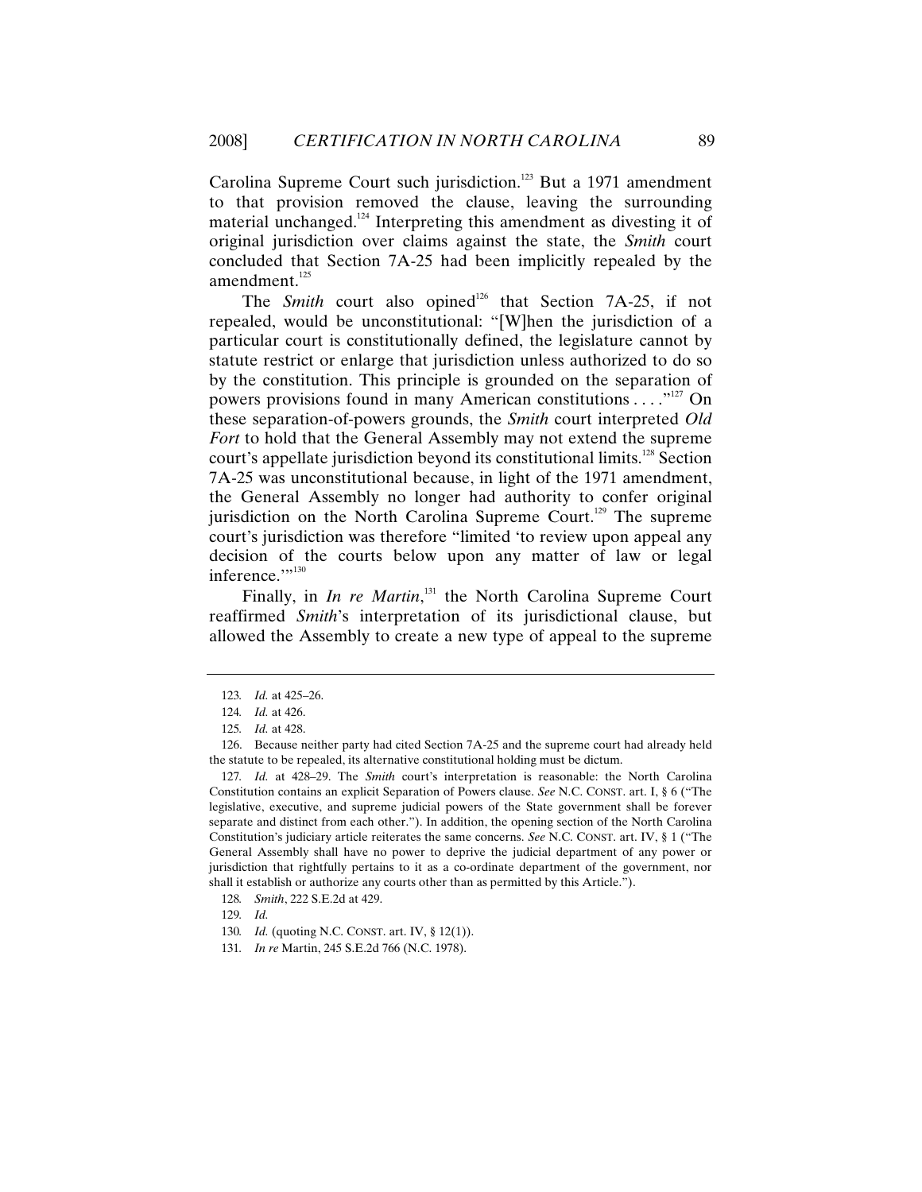Carolina Supreme Court such jurisdiction.[123] But a 1971 amendment to that provision removed the clause, leaving the surrounding material unchanged.[124] Interpreting this amendment as divesting it of original jurisdiction over claims against the state, the *Smith* court concluded that Section 7A-25 had been implicitly repealed by the amendment.[125]

The *Smith* court also opined[126] that Section 7A-25, if not repealed, would be unconstitutional: "[W]hen the jurisdiction of a particular court is constitutionally defined, the legislature cannot by statute restrict or enlarge that jurisdiction unless authorized to do so by the constitution. This principle is grounded on the separation of powers provisions found in many American constitutions . . . ."[127] On these separation-of-powers grounds, the *Smith* court interpreted *Old Fort* to hold that the General Assembly may not extend the supreme court's appellate jurisdiction beyond its constitutional limits.[128] Section 7A-25 was unconstitutional because, in light of the 1971 amendment, the General Assembly no longer had authority to confer original jurisdiction on the North Carolina Supreme Court.[129] The supreme court's jurisdiction was therefore "limited 'to review upon appeal any decision of the courts below upon any matter of law or legal inference.'"[130]

Finally, in *In re Martin*,[131] the North Carolina Supreme Court reaffirmed *Smith*'s interpretation of its jurisdictional clause, but allowed the Assembly to create a new type of appeal to the supreme

---

123. *Id.* at 425–26.

124. *Id.* at 426.

125. *Id.* at 428.

126. Because neither party had cited Section 7A-25 and the supreme court had already held the statute to be repealed, its alternative constitutional holding must be dictum.

127. *Id.* at 428–29. The *Smith* court's interpretation is reasonable: the North Carolina Constitution contains an explicit Separation of Powers clause. *See* N.C. CONST. art. I, § 6 ("The legislative, executive, and supreme judicial powers of the State government shall be forever separate and distinct from each other."). In addition, the opening section of the North Carolina Constitution's judiciary article reiterates the same concerns. *See* N.C. CONST. art. IV, § 1 ("The General Assembly shall have no power to deprive the judicial department of any power or jurisdiction that rightfully pertains to it as a co-ordinate department of the government, nor shall it establish or authorize any courts other than as permitted by this Article.").

128. *Smith*, 222 S.E.2d at 429.

129. *Id.*

130. *Id.* (quoting N.C. CONST. art. IV, § 12(1)).

131. *In re* Martin, 245 S.E.2d 766 (N.C. 1978).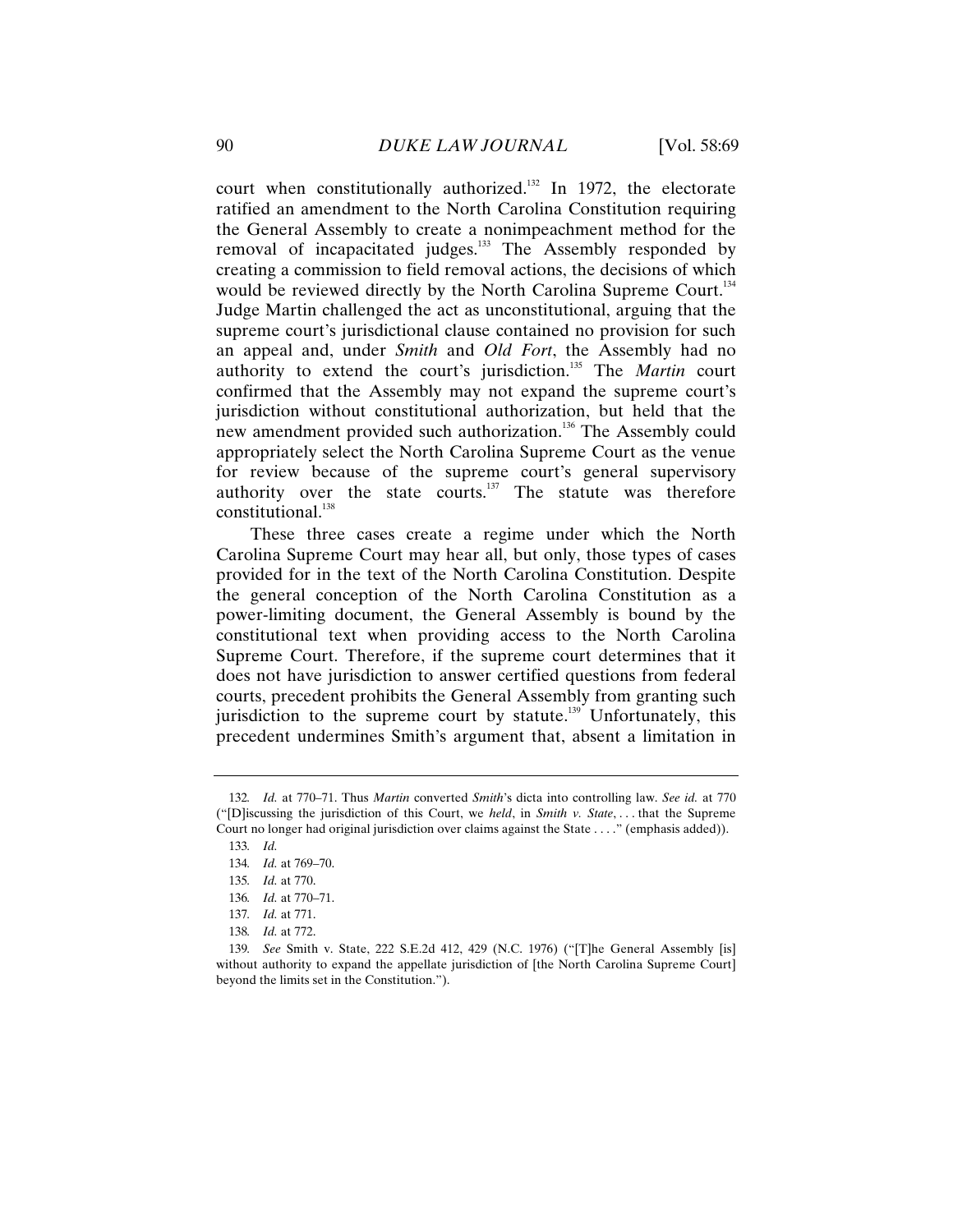court when constitutionally authorized.[132] In 1972, the electorate ratified an amendment to the North Carolina Constitution requiring the General Assembly to create a nonimpeachment method for the removal of incapacitated judges.[133] The Assembly responded by creating a commission to field removal actions, the decisions of which would be reviewed directly by the North Carolina Supreme Court.[134] Judge Martin challenged the act as unconstitutional, arguing that the supreme court's jurisdictional clause contained no provision for such an appeal and, under *Smith* and *Old Fort*, the Assembly had no authority to extend the court's jurisdiction.[135] The *Martin* court confirmed that the Assembly may not expand the supreme court's jurisdiction without constitutional authorization, but held that the new amendment provided such authorization.[136] The Assembly could appropriately select the North Carolina Supreme Court as the venue for review because of the supreme court's general supervisory authority over the state courts.[137] The statute was therefore constitutional.[138]

These three cases create a regime under which the North Carolina Supreme Court may hear all, but only, those types of cases provided for in the text of the North Carolina Constitution. Despite the general conception of the North Carolina Constitution as a power-limiting document, the General Assembly is bound by the constitutional text when providing access to the North Carolina Supreme Court. Therefore, if the supreme court determines that it does not have jurisdiction to answer certified questions from federal courts, precedent prohibits the General Assembly from granting such jurisdiction to the supreme court by statute.[139] Unfortunately, this precedent undermines Smith's argument that, absent a limitation in

---

132. *Id.* at 770–71. Thus *Martin* converted *Smith*'s dicta into controlling law. *See id.* at 770 ("[D]iscussing the jurisdiction of this Court, we *held*, in *Smith v. State*, . . . that the Supreme Court no longer had original jurisdiction over claims against the State . . . ." (emphasis added)).

133. *Id.*

134. *Id.* at 769–70.

135. *Id.* at 770.

136. *Id.* at 770–71.

137. *Id.* at 771.

138. *Id.* at 772.

139. *See* Smith v. State, 222 S.E.2d 412, 429 (N.C. 1976) ("[T]he General Assembly [is] without authority to expand the appellate jurisdiction of [the North Carolina Supreme Court] beyond the limits set in the Constitution.").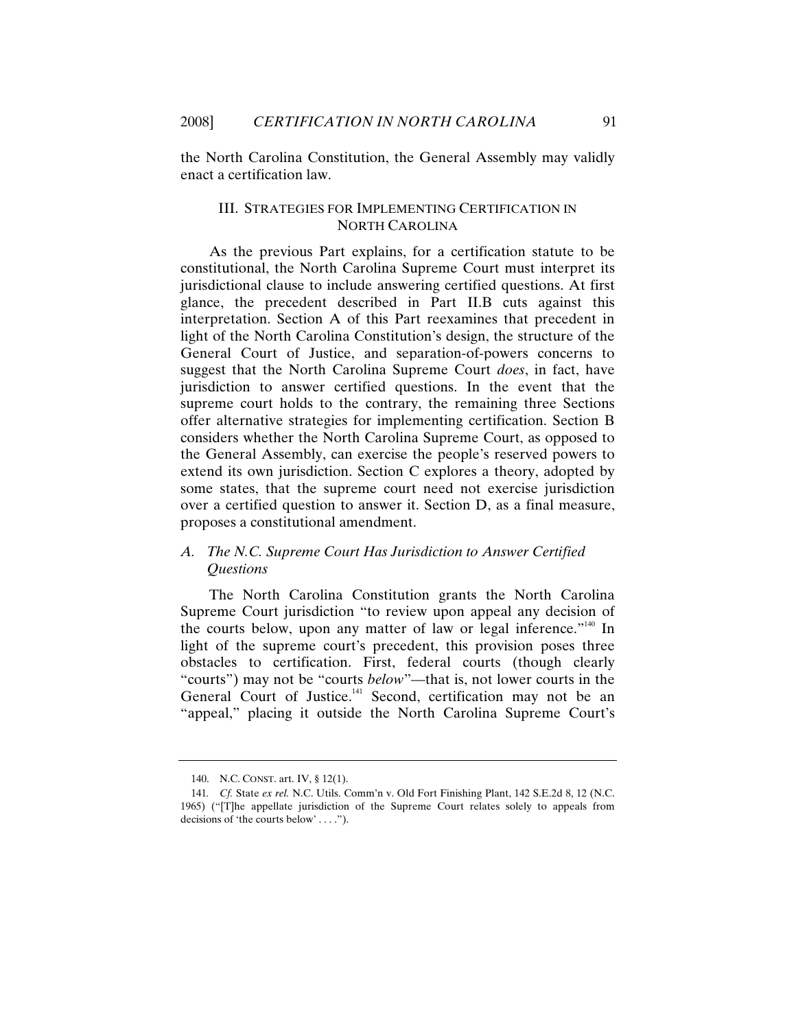the North Carolina Constitution, the General Assembly may validly enact a certification law.

## III. STRATEGIES FOR IMPLEMENTING CERTIFICATION IN NORTH CAROLINA

As the previous Part explains, for a certification statute to be constitutional, the North Carolina Supreme Court must interpret its jurisdictional clause to include answering certified questions. At first glance, the precedent described in Part II.B cuts against this interpretation. Section A of this Part reexamines that precedent in light of the North Carolina Constitution's design, the structure of the General Court of Justice, and separation-of-powers concerns to suggest that the North Carolina Supreme Court *does*, in fact, have jurisdiction to answer certified questions. In the event that the supreme court holds to the contrary, the remaining three Sections offer alternative strategies for implementing certification. Section B considers whether the North Carolina Supreme Court, as opposed to the General Assembly, can exercise the people's reserved powers to extend its own jurisdiction. Section C explores a theory, adopted by some states, that the supreme court need not exercise jurisdiction over a certified question to answer it. Section D, as a final measure, proposes a constitutional amendment.

### *A. The N.C. Supreme Court Has Jurisdiction to Answer Certified Questions*

The North Carolina Constitution grants the North Carolina Supreme Court jurisdiction "to review upon appeal any decision of the courts below, upon any matter of law or legal inference."[140] In light of the supreme court's precedent, this provision poses three obstacles to certification. First, federal courts (though clearly "courts") may not be "courts *below*"—that is, not lower courts in the General Court of Justice.[141] Second, certification may not be an "appeal," placing it outside the North Carolina Supreme Court's

---

140. N.C. CONST. art. IV, § 12(1).

141. *Cf.* State *ex rel.* N.C. Utils. Comm'n v. Old Fort Finishing Plant, 142 S.E.2d 8, 12 (N.C. 1965) ("[T]he appellate jurisdiction of the Supreme Court relates solely to appeals from decisions of 'the courts below' . . . .").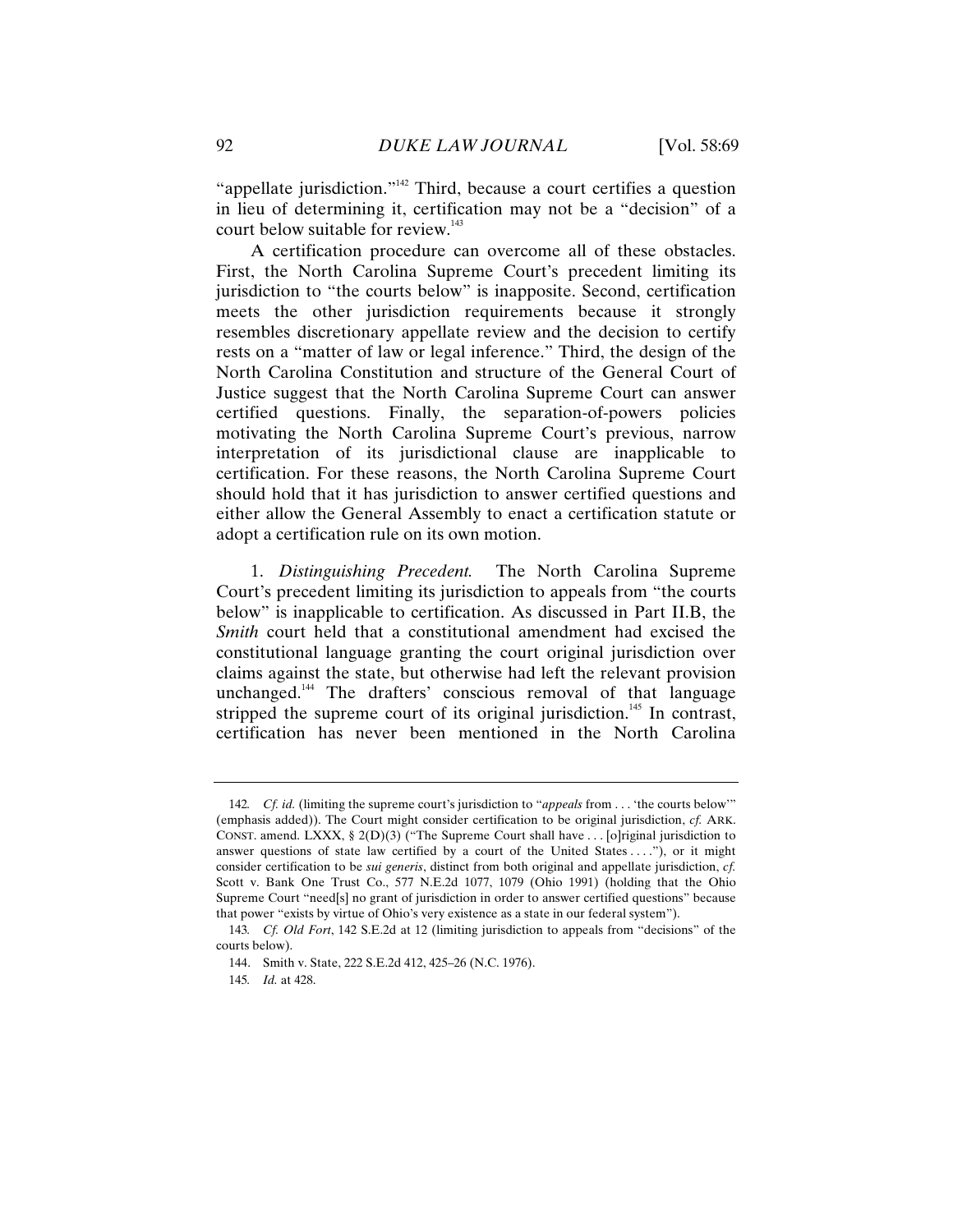"appellate jurisdiction."[142] Third, because a court certifies a question in lieu of determining it, certification may not be a "decision" of a court below suitable for review.[143]

A certification procedure can overcome all of these obstacles. First, the North Carolina Supreme Court's precedent limiting its jurisdiction to "the courts below" is inapposite. Second, certification meets the other jurisdiction requirements because it strongly resembles discretionary appellate review and the decision to certify rests on a "matter of law or legal inference." Third, the design of the North Carolina Constitution and structure of the General Court of Justice suggest that the North Carolina Supreme Court can answer certified questions. Finally, the separation-of-powers policies motivating the North Carolina Supreme Court's previous, narrow interpretation of its jurisdictional clause are inapplicable to certification. For these reasons, the North Carolina Supreme Court should hold that it has jurisdiction to answer certified questions and either allow the General Assembly to enact a certification statute or adopt a certification rule on its own motion.

1. *Distinguishing Precedent.* The North Carolina Supreme Court's precedent limiting its jurisdiction to appeals from "the courts below" is inapplicable to certification. As discussed in Part II.B, the *Smith* court held that a constitutional amendment had excised the constitutional language granting the court original jurisdiction over claims against the state, but otherwise had left the relevant provision unchanged.[144] The drafters' conscious removal of that language stripped the supreme court of its original jurisdiction.[145] In contrast, certification has never been mentioned in the North Carolina

---

142. *Cf. id.* (limiting the supreme court's jurisdiction to "*appeals* from . . . 'the courts below'" (emphasis added)). The Court might consider certification to be original jurisdiction, *cf.* ARK. CONST. amend. LXXX, § 2(D)(3) ("The Supreme Court shall have . . . [o]riginal jurisdiction to answer questions of state law certified by a court of the United States . . . ."), or it might consider certification to be *sui generis*, distinct from both original and appellate jurisdiction, *cf.* Scott v. Bank One Trust Co., 577 N.E.2d 1077, 1079 (Ohio 1991) (holding that the Ohio Supreme Court "need[s] no grant of jurisdiction in order to answer certified questions" because that power "exists by virtue of Ohio's very existence as a state in our federal system").

143. *Cf. Old Fort*, 142 S.E.2d at 12 (limiting jurisdiction to appeals from "decisions" of the courts below).

144. Smith v. State, 222 S.E.2d 412, 425–26 (N.C. 1976).

145. *Id.* at 428.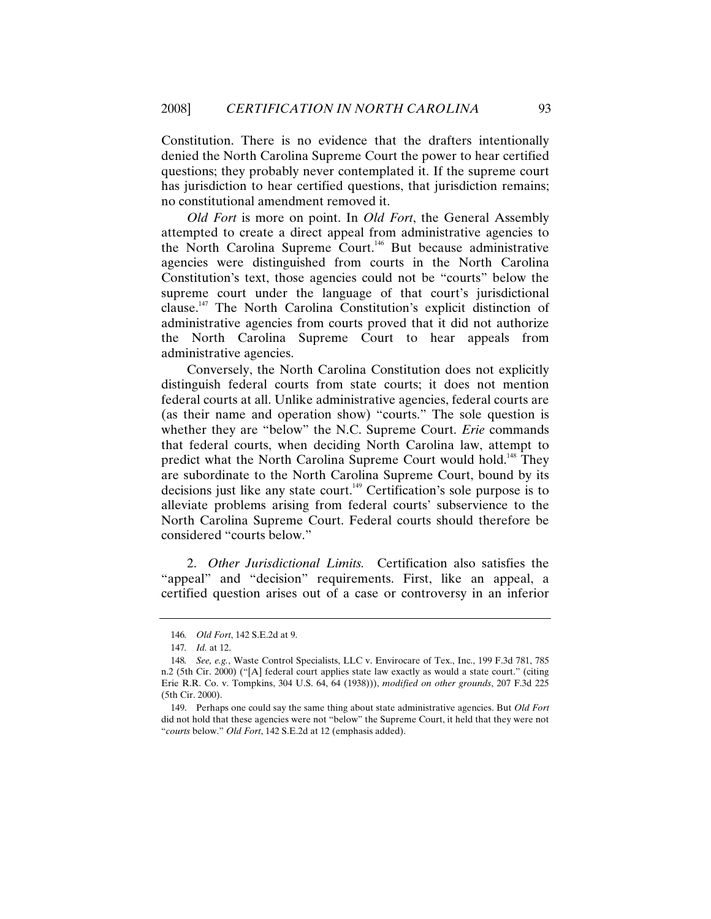Constitution. There is no evidence that the drafters intentionally denied the North Carolina Supreme Court the power to hear certified questions; they probably never contemplated it. If the supreme court has jurisdiction to hear certified questions, that jurisdiction remains; no constitutional amendment removed it.

*Old Fort* is more on point. In *Old Fort*, the General Assembly attempted to create a direct appeal from administrative agencies to the North Carolina Supreme Court.[146] But because administrative agencies were distinguished from courts in the North Carolina Constitution's text, those agencies could not be "courts" below the supreme court under the language of that court's jurisdictional clause.[147] The North Carolina Constitution's explicit distinction of administrative agencies from courts proved that it did not authorize the North Carolina Supreme Court to hear appeals from administrative agencies.

Conversely, the North Carolina Constitution does not explicitly distinguish federal courts from state courts; it does not mention federal courts at all. Unlike administrative agencies, federal courts are (as their name and operation show) "courts." The sole question is whether they are "below" the N.C. Supreme Court. *Erie* commands that federal courts, when deciding North Carolina law, attempt to predict what the North Carolina Supreme Court would hold.[148] They are subordinate to the North Carolina Supreme Court, bound by its decisions just like any state court.[149] Certification's sole purpose is to alleviate problems arising from federal courts' subservience to the North Carolina Supreme Court. Federal courts should therefore be considered "courts below."

2. *Other Jurisdictional Limits.* Certification also satisfies the "appeal" and "decision" requirements. First, like an appeal, a certified question arises out of a case or controversy in an inferior

---

146. *Old Fort*, 142 S.E.2d at 9.

147. *Id.* at 12.

148. *See, e.g.*, Waste Control Specialists, LLC v. Envirocare of Tex., Inc., 199 F.3d 781, 785 n.2 (5th Cir. 2000) ("[A] federal court applies state law exactly as would a state court." (citing Erie R.R. Co. v. Tompkins, 304 U.S. 64, 64 (1938))), *modified on other grounds*, 207 F.3d 225 (5th Cir. 2000).

149. Perhaps one could say the same thing about state administrative agencies. But *Old Fort* did not hold that these agencies were not "below" the Supreme Court, it held that they were not "*courts* below." *Old Fort*, 142 S.E.2d at 12 (emphasis added).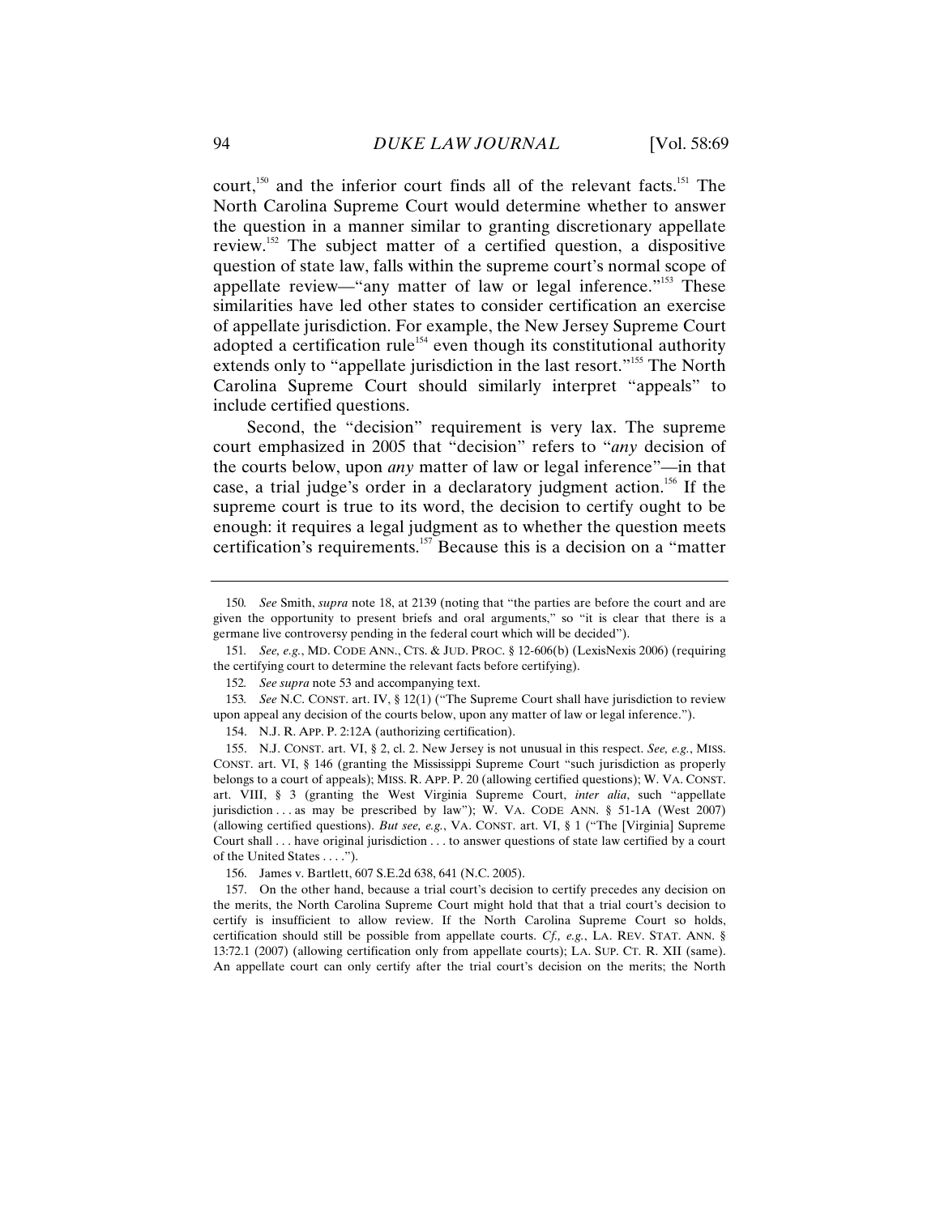court,[150] and the inferior court finds all of the relevant facts.[151] The North Carolina Supreme Court would determine whether to answer the question in a manner similar to granting discretionary appellate review.[152] The subject matter of a certified question, a dispositive question of state law, falls within the supreme court's normal scope of appellate review—"any matter of law or legal inference."[153] These similarities have led other states to consider certification an exercise of appellate jurisdiction. For example, the New Jersey Supreme Court adopted a certification rule[154] even though its constitutional authority extends only to "appellate jurisdiction in the last resort."[155] The North Carolina Supreme Court should similarly interpret "appeals" to include certified questions.

Second, the "decision" requirement is very lax. The supreme court emphasized in 2005 that "decision" refers to "*any* decision of the courts below, upon *any* matter of law or legal inference"—in that case, a trial judge's order in a declaratory judgment action.[156] If the supreme court is true to its word, the decision to certify ought to be enough: it requires a legal judgment as to whether the question meets certification's requirements.[157] Because this is a decision on a "matter

---

150. *See* Smith, *supra* note 18, at 2139 (noting that "the parties are before the court and are given the opportunity to present briefs and oral arguments," so "it is clear that there is a germane live controversy pending in the federal court which will be decided").

151. *See, e.g.*, MD. CODE ANN., CTS. & JUD. PROC. § 12-606(b) (LexisNexis 2006) (requiring the certifying court to determine the relevant facts before certifying).

152. *See supra* note 53 and accompanying text.

153. *See* N.C. CONST. art. IV, § 12(1) ("The Supreme Court shall have jurisdiction to review upon appeal any decision of the courts below, upon any matter of law or legal inference.").

154. N.J. R. APP. P. 2:12A (authorizing certification).

155. N.J. CONST. art. VI, § 2, cl. 2. New Jersey is not unusual in this respect. *See, e.g.*, MISS. CONST. art. VI, § 146 (granting the Mississippi Supreme Court "such jurisdiction as properly belongs to a court of appeals); MISS. R. APP. P. 20 (allowing certified questions); W. VA. CONST. art. VIII, § 3 (granting the West Virginia Supreme Court, *inter alia*, such "appellate jurisdiction . . . as may be prescribed by law"); W. VA. CODE ANN. § 51-1A (West 2007) (allowing certified questions). *But see, e.g.*, VA. CONST. art. VI, § 1 ("The [Virginia] Supreme Court shall . . . have original jurisdiction . . . to answer questions of state law certified by a court of the United States . . . .").

156. James v. Bartlett, 607 S.E.2d 638, 641 (N.C. 2005).

157. On the other hand, because a trial court's decision to certify precedes any decision on the merits, the North Carolina Supreme Court might hold that that a trial court's decision to certify is insufficient to allow review. If the North Carolina Supreme Court so holds, certification should still be possible from appellate courts. *Cf., e.g.*, LA. REV. STAT. ANN. § 13:72.1 (2007) (allowing certification only from appellate courts); LA. SUP. CT. R. XII (same). An appellate court can only certify after the trial court's decision on the merits; the North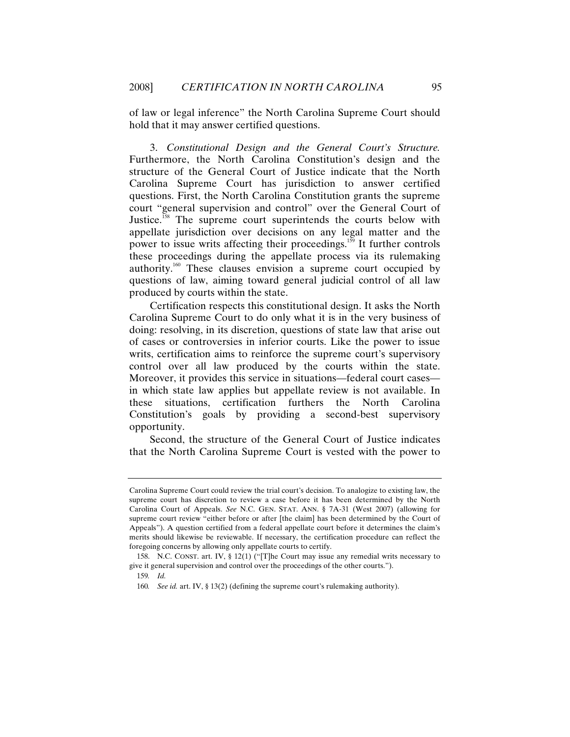of law or legal inference" the North Carolina Supreme Court should hold that it may answer certified questions.

3. *Constitutional Design and the General Court's Structure.* Furthermore, the North Carolina Constitution's design and the structure of the General Court of Justice indicate that the North Carolina Supreme Court has jurisdiction to answer certified questions. First, the North Carolina Constitution grants the supreme court "general supervision and control" over the General Court of Justice.[158] The supreme court superintends the courts below with appellate jurisdiction over decisions on any legal matter and the power to issue writs affecting their proceedings.[159] It further controls these proceedings during the appellate process via its rulemaking authority.[160] These clauses envision a supreme court occupied by questions of law, aiming toward general judicial control of all law produced by courts within the state.

Certification respects this constitutional design. It asks the North Carolina Supreme Court to do only what it is in the very business of doing: resolving, in its discretion, questions of state law that arise out of cases or controversies in inferior courts. Like the power to issue writs, certification aims to reinforce the supreme court's supervisory control over all law produced by the courts within the state. Moreover, it provides this service in situations—federal court cases—in which state law applies but appellate review is not available. In these situations, certification furthers the North Carolina Constitution's goals by providing a second-best supervisory opportunity.

Second, the structure of the General Court of Justice indicates that the North Carolina Supreme Court is vested with the power to

---

Carolina Supreme Court could review the trial court's decision. To analogize to existing law, the supreme court has discretion to review a case before it has been determined by the North Carolina Court of Appeals. *See* N.C. GEN. STAT. ANN. § 7A-31 (West 2007) (allowing for supreme court review "either before or after [the claim] has been determined by the Court of Appeals"). A question certified from a federal appellate court before it determines the claim's merits should likewise be reviewable. If necessary, the certification procedure can reflect the foregoing concerns by allowing only appellate courts to certify.

158. N.C. CONST. art. IV, § 12(1) ("[T]he Court may issue any remedial writs necessary to give it general supervision and control over the proceedings of the other courts.").

159. *Id.*

160. *See id.* art. IV, § 13(2) (defining the supreme court's rulemaking authority).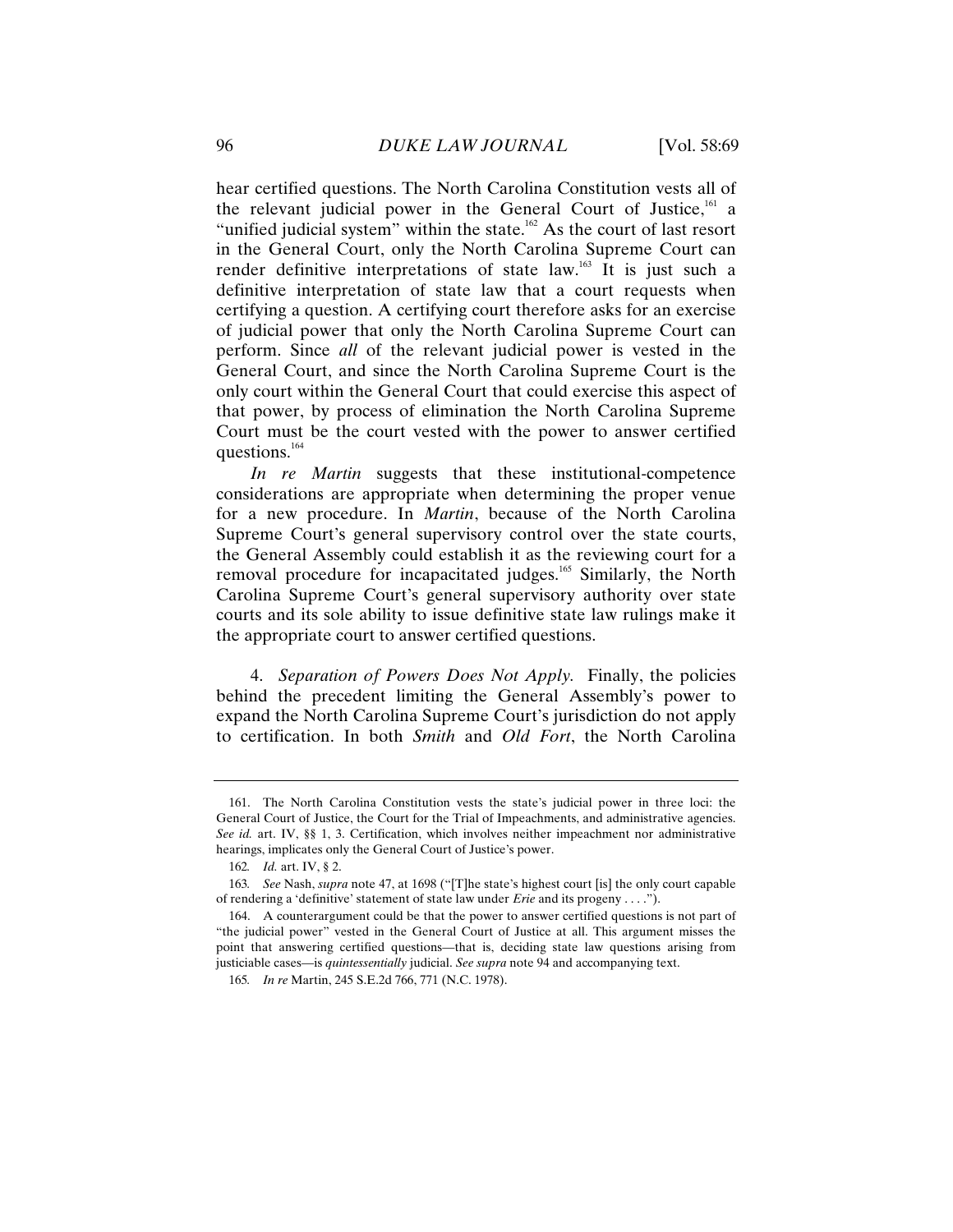hear certified questions. The North Carolina Constitution vests all of the relevant judicial power in the General Court of Justice,[161] a "unified judicial system" within the state.[162] As the court of last resort in the General Court, only the North Carolina Supreme Court can render definitive interpretations of state law.[163] It is just such a definitive interpretation of state law that a court requests when certifying a question. A certifying court therefore asks for an exercise of judicial power that only the North Carolina Supreme Court can perform. Since *all* of the relevant judicial power is vested in the General Court, and since the North Carolina Supreme Court is the only court within the General Court that could exercise this aspect of that power, by process of elimination the North Carolina Supreme Court must be the court vested with the power to answer certified questions.[164]

*In re Martin* suggests that these institutional-competence considerations are appropriate when determining the proper venue for a new procedure. In *Martin*, because of the North Carolina Supreme Court's general supervisory control over the state courts, the General Assembly could establish it as the reviewing court for a removal procedure for incapacitated judges.[165] Similarly, the North Carolina Supreme Court's general supervisory authority over state courts and its sole ability to issue definitive state law rulings make it the appropriate court to answer certified questions.

4. *Separation of Powers Does Not Apply.* Finally, the policies behind the precedent limiting the General Assembly's power to expand the North Carolina Supreme Court's jurisdiction do not apply to certification. In both *Smith* and *Old Fort*, the North Carolina

---

161. The North Carolina Constitution vests the state's judicial power in three loci: the General Court of Justice, the Court for the Trial of Impeachments, and administrative agencies. *See id.* art. IV, §§ 1, 3. Certification, which involves neither impeachment nor administrative hearings, implicates only the General Court of Justice's power.

162. *Id.* art. IV, § 2.

163. *See* Nash, *supra* note 47, at 1698 ("[T]he state's highest court [is] the only court capable of rendering a 'definitive' statement of state law under *Erie* and its progeny . . . .").

164. A counterargument could be that the power to answer certified questions is not part of "the judicial power" vested in the General Court of Justice at all. This argument misses the point that answering certified questions—that is, deciding state law questions arising from justiciable cases—is *quintessentially* judicial. *See supra* note 94 and accompanying text.

165. *In re* Martin, 245 S.E.2d 766, 771 (N.C. 1978).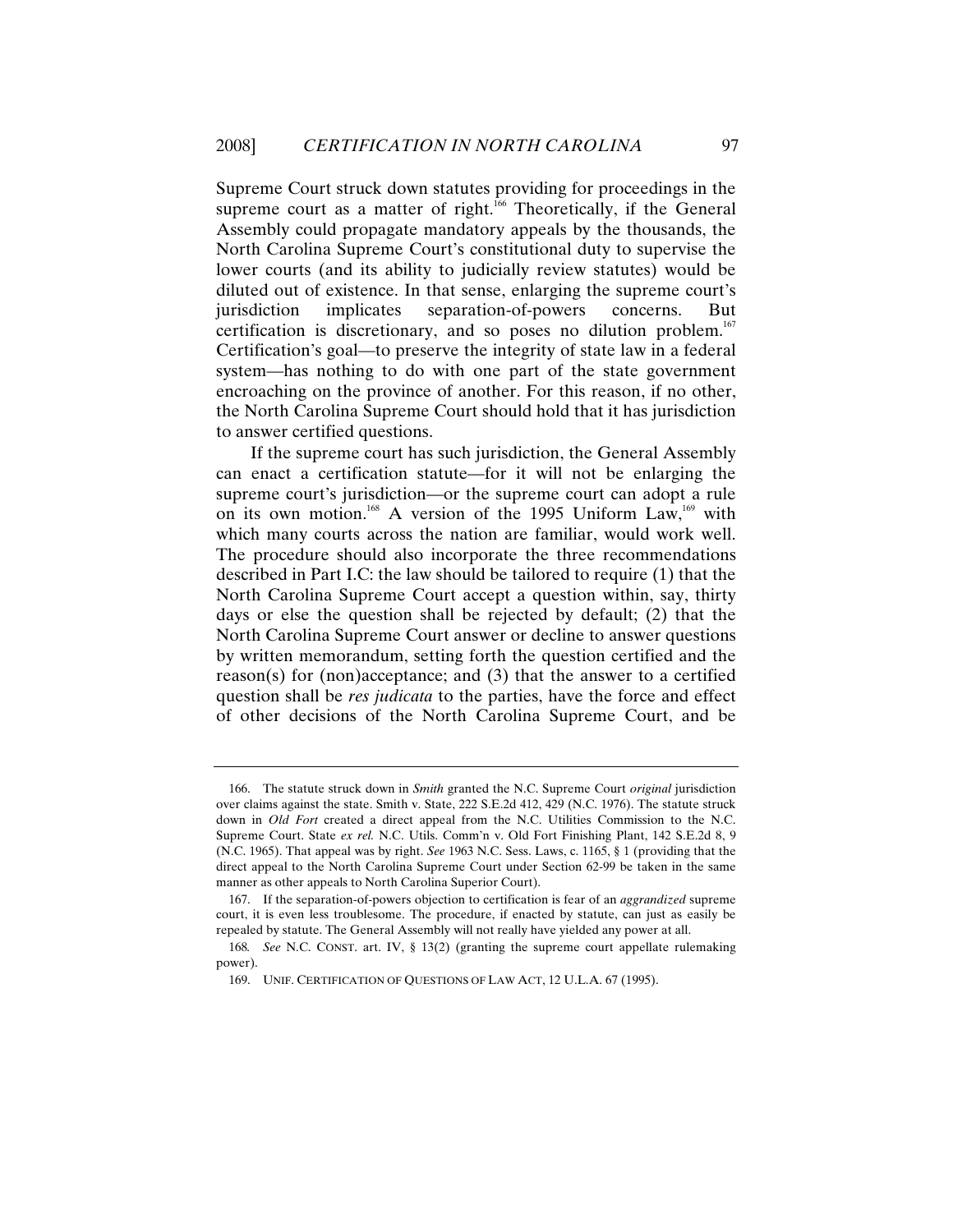Supreme Court struck down statutes providing for proceedings in the supreme court as a matter of right.[166] Theoretically, if the General Assembly could propagate mandatory appeals by the thousands, the North Carolina Supreme Court's constitutional duty to supervise the lower courts (and its ability to judicially review statutes) would be diluted out of existence. In that sense, enlarging the supreme court's jurisdiction implicates separation-of-powers concerns. But certification is discretionary, and so poses no dilution problem.[167] Certification's goal—to preserve the integrity of state law in a federal system—has nothing to do with one part of the state government encroaching on the province of another. For this reason, if no other, the North Carolina Supreme Court should hold that it has jurisdiction to answer certified questions.

If the supreme court has such jurisdiction, the General Assembly can enact a certification statute—for it will not be enlarging the supreme court's jurisdiction—or the supreme court can adopt a rule on its own motion.[168] A version of the 1995 Uniform Law,[169] with which many courts across the nation are familiar, would work well. The procedure should also incorporate the three recommendations described in Part I.C: the law should be tailored to require (1) that the North Carolina Supreme Court accept a question within, say, thirty days or else the question shall be rejected by default; (2) that the North Carolina Supreme Court answer or decline to answer questions by written memorandum, setting forth the question certified and the reason(s) for (non)acceptance; and (3) that the answer to a certified question shall be *res judicata* to the parties, have the force and effect of other decisions of the North Carolina Supreme Court, and be

---

166. The statute struck down in *Smith* granted the N.C. Supreme Court *original* jurisdiction over claims against the state. Smith v. State, 222 S.E.2d 412, 429 (N.C. 1976). The statute struck down in *Old Fort* created a direct appeal from the N.C. Utilities Commission to the N.C. Supreme Court. State *ex rel.* N.C. Utils. Comm'n v. Old Fort Finishing Plant, 142 S.E.2d 8, 9 (N.C. 1965). That appeal was by right. *See* 1963 N.C. Sess. Laws, c. 1165, § 1 (providing that the direct appeal to the North Carolina Supreme Court under Section 62-99 be taken in the same manner as other appeals to North Carolina Superior Court).

167. If the separation-of-powers objection to certification is fear of an *aggrandized* supreme court, it is even less troublesome. The procedure, if enacted by statute, can just as easily be repealed by statute. The General Assembly will not really have yielded any power at all.

168. *See* N.C. CONST. art. IV, § 13(2) (granting the supreme court appellate rulemaking power).

169. UNIF. CERTIFICATION OF QUESTIONS OF LAW ACT, 12 U.L.A. 67 (1995).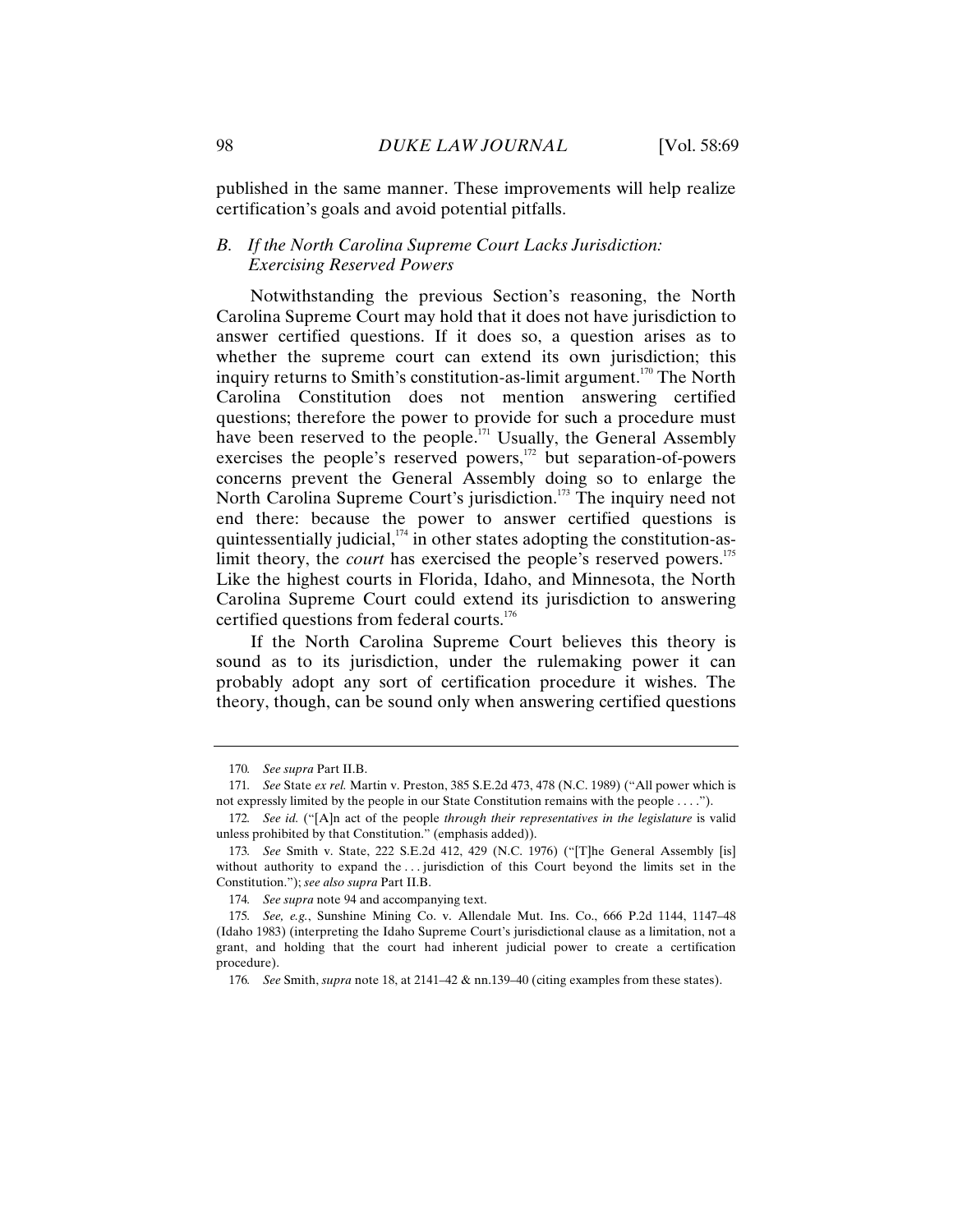published in the same manner. These improvements will help realize certification's goals and avoid potential pitfalls.

### *B. If the North Carolina Supreme Court Lacks Jurisdiction: Exercising Reserved Powers*

Notwithstanding the previous Section's reasoning, the North Carolina Supreme Court may hold that it does not have jurisdiction to answer certified questions. If it does so, a question arises as to whether the supreme court can extend its own jurisdiction; this inquiry returns to Smith's constitution-as-limit argument.[170] The North Carolina Constitution does not mention answering certified questions; therefore the power to provide for such a procedure must have been reserved to the people.[171] Usually, the General Assembly exercises the people's reserved powers,[172] but separation-of-powers concerns prevent the General Assembly doing so to enlarge the North Carolina Supreme Court's jurisdiction.[173] The inquiry need not end there: because the power to answer certified questions is quintessentially judicial,[174] in other states adopting the constitution-as-limit theory, the *court* has exercised the people's reserved powers.[175] Like the highest courts in Florida, Idaho, and Minnesota, the North Carolina Supreme Court could extend its jurisdiction to answering certified questions from federal courts.[176]

If the North Carolina Supreme Court believes this theory is sound as to its jurisdiction, under the rulemaking power it can probably adopt any sort of certification procedure it wishes. The theory, though, can be sound only when answering certified questions

---

170. *See supra* Part II.B.

171. *See* State *ex rel.* Martin v. Preston, 385 S.E.2d 473, 478 (N.C. 1989) ("All power which is not expressly limited by the people in our State Constitution remains with the people . . . .").

172. *See id.* ("[A]n act of the people *through their representatives in the legislature* is valid unless prohibited by that Constitution." (emphasis added)).

173. *See* Smith v. State, 222 S.E.2d 412, 429 (N.C. 1976) ("[T]he General Assembly [is] without authority to expand the . . . jurisdiction of this Court beyond the limits set in the Constitution."); *see also supra* Part II.B.

174. *See supra* note 94 and accompanying text.

175. *See, e.g.*, Sunshine Mining Co. v. Allendale Mut. Ins. Co., 666 P.2d 1144, 1147–48 (Idaho 1983) (interpreting the Idaho Supreme Court's jurisdictional clause as a limitation, not a grant, and holding that the court had inherent judicial power to create a certification procedure).

176. *See* Smith, *supra* note 18, at 2141–42 & nn.139–40 (citing examples from these states).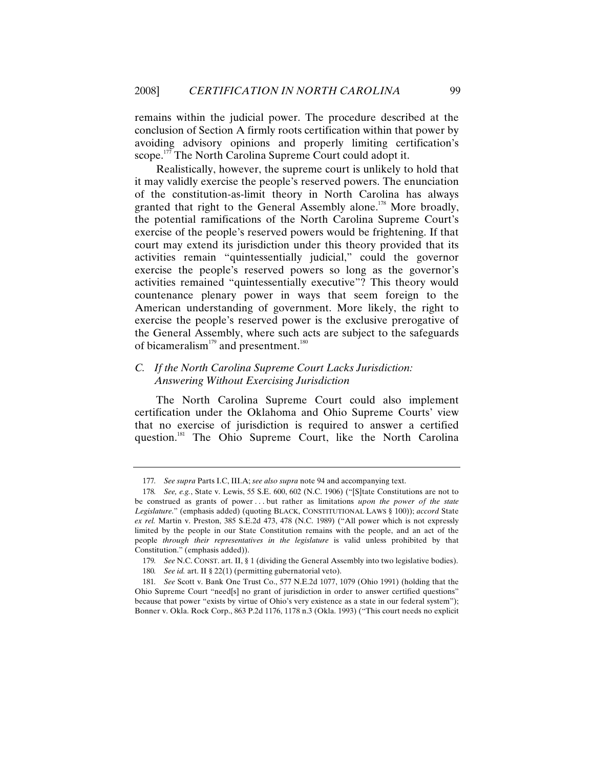remains within the judicial power. The procedure described at the conclusion of Section A firmly roots certification within that power by avoiding advisory opinions and properly limiting certification's scope.[177] The North Carolina Supreme Court could adopt it.

Realistically, however, the supreme court is unlikely to hold that it may validly exercise the people's reserved powers. The enunciation of the constitution-as-limit theory in North Carolina has always granted that right to the General Assembly alone.[178] More broadly, the potential ramifications of the North Carolina Supreme Court's exercise of the people's reserved powers would be frightening. If that court may extend its jurisdiction under this theory provided that its activities remain "quintessentially judicial," could the governor exercise the people's reserved powers so long as the governor's activities remained "quintessentially executive"? This theory would countenance plenary power in ways that seem foreign to the American understanding of government. More likely, the right to exercise the people's reserved power is the exclusive prerogative of the General Assembly, where such acts are subject to the safeguards of bicameralism[179] and presentment.[180]

### *C. If the North Carolina Supreme Court Lacks Jurisdiction: Answering Without Exercising Jurisdiction*

The North Carolina Supreme Court could also implement certification under the Oklahoma and Ohio Supreme Courts' view that no exercise of jurisdiction is required to answer a certified question.[181] The Ohio Supreme Court, like the North Carolina

---

177. *See supra* Parts I.C, III.A; *see also supra* note 94 and accompanying text.

178. *See, e.g.*, State v. Lewis, 55 S.E. 600, 602 (N.C. 1906) ("[S]tate Constitutions are not to be construed as grants of power . . . but rather as limitations *upon the power of the state Legislature*." (emphasis added) (quoting BLACK, CONSTITUTIONAL LAWS § 100)); *accord* State *ex rel.* Martin v. Preston, 385 S.E.2d 473, 478 (N.C. 1989) ("All power which is not expressly limited by the people in our State Constitution remains with the people, and an act of the people *through their representatives in the legislature* is valid unless prohibited by that Constitution." (emphasis added)).

179. *See* N.C. CONST. art. II, § 1 (dividing the General Assembly into two legislative bodies).

180. *See id.* art. II § 22(1) (permitting gubernatorial veto).

181. *See* Scott v. Bank One Trust Co., 577 N.E.2d 1077, 1079 (Ohio 1991) (holding that the Ohio Supreme Court "need[s] no grant of jurisdiction in order to answer certified questions" because that power "exists by virtue of Ohio's very existence as a state in our federal system"); Bonner v. Okla. Rock Corp., 863 P.2d 1176, 1178 n.3 (Okla. 1993) ("This court needs no explicit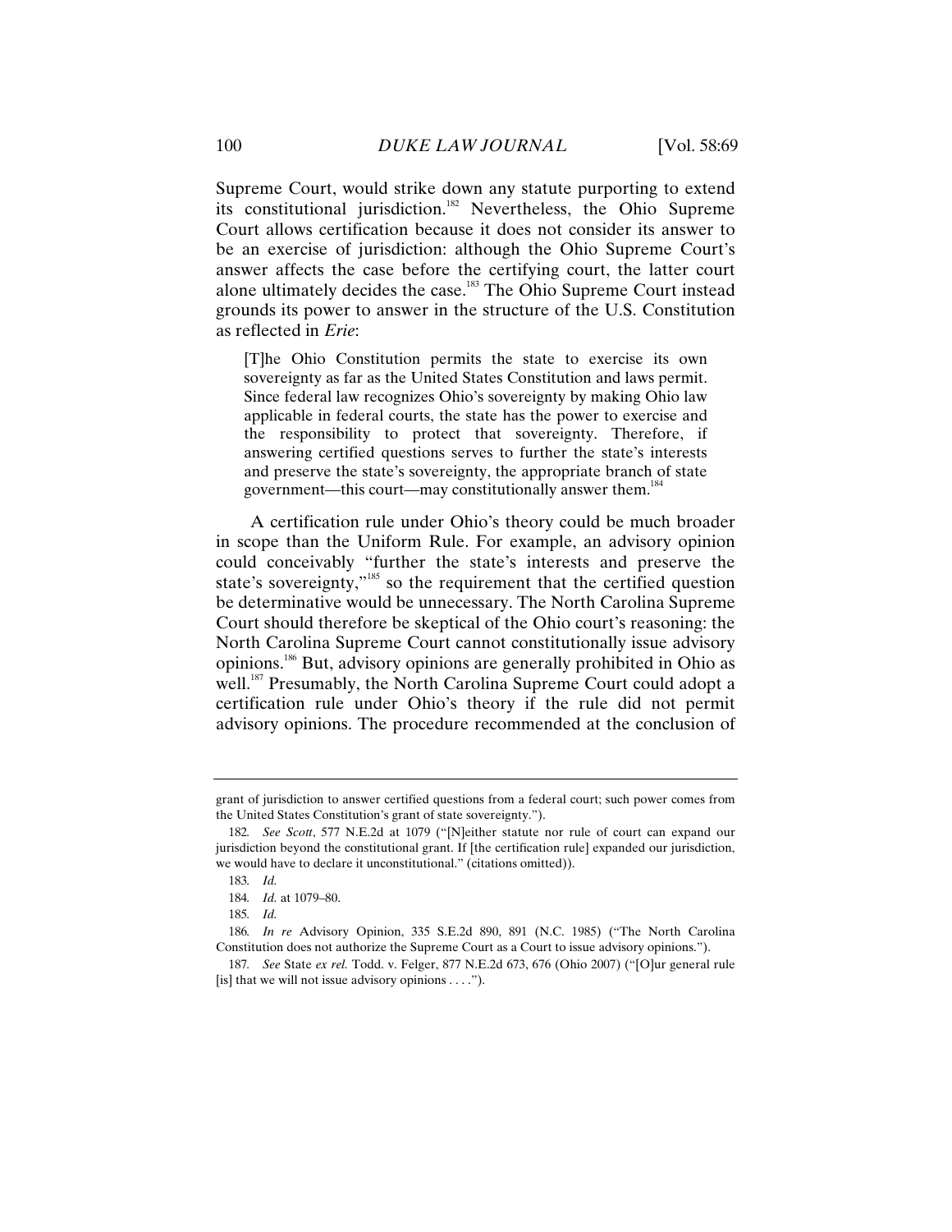Supreme Court, would strike down any statute purporting to extend its constitutional jurisdiction.[182] Nevertheless, the Ohio Supreme Court allows certification because it does not consider its answer to be an exercise of jurisdiction: although the Ohio Supreme Court's answer affects the case before the certifying court, the latter court alone ultimately decides the case.[183] The Ohio Supreme Court instead grounds its power to answer in the structure of the U.S. Constitution as reflected in *Erie*:

> [T]he Ohio Constitution permits the state to exercise its own sovereignty as far as the United States Constitution and laws permit. Since federal law recognizes Ohio's sovereignty by making Ohio law applicable in federal courts, the state has the power to exercise and the responsibility to protect that sovereignty. Therefore, if answering certified questions serves to further the state's interests and preserve the state's sovereignty, the appropriate branch of state government—this court—may constitutionally answer them.[184]

A certification rule under Ohio's theory could be much broader in scope than the Uniform Rule. For example, an advisory opinion could conceivably "further the state's interests and preserve the state's sovereignty,"[185] so the requirement that the certified question be determinative would be unnecessary. The North Carolina Supreme Court should therefore be skeptical of the Ohio court's reasoning: the North Carolina Supreme Court cannot constitutionally issue advisory opinions.[186] But, advisory opinions are generally prohibited in Ohio as well.[187] Presumably, the North Carolina Supreme Court could adopt a certification rule under Ohio's theory if the rule did not permit advisory opinions. The procedure recommended at the conclusion of

---

grant of jurisdiction to answer certified questions from a federal court; such power comes from the United States Constitution's grant of state sovereignty.").

182. *See Scott*, 577 N.E.2d at 1079 ("[N]either statute nor rule of court can expand our jurisdiction beyond the constitutional grant. If [the certification rule] expanded our jurisdiction, we would have to declare it unconstitutional." (citations omitted)).

183. *Id.*

184. *Id.* at 1079–80.

185. *Id.*

186. *In re* Advisory Opinion, 335 S.E.2d 890, 891 (N.C. 1985) ("The North Carolina Constitution does not authorize the Supreme Court as a Court to issue advisory opinions.").

187. *See* State *ex rel.* Todd. v. Felger, 877 N.E.2d 673, 676 (Ohio 2007) ("[O]ur general rule [is] that we will not issue advisory opinions . . . .").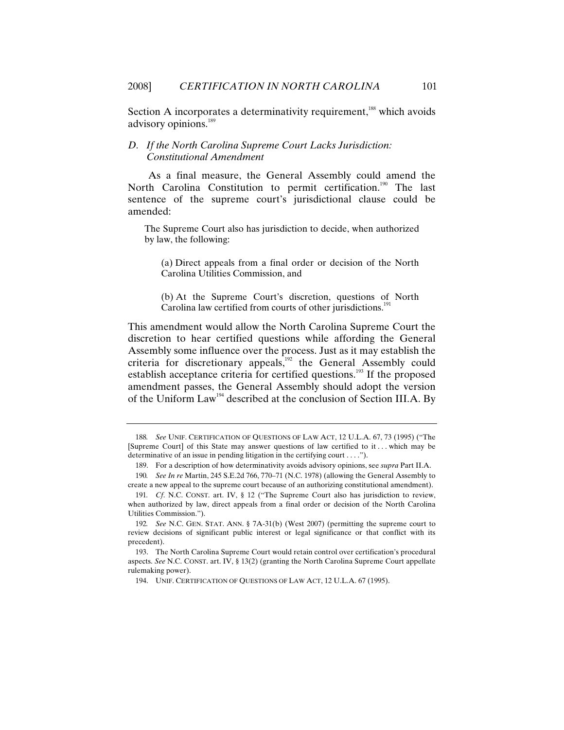Section A incorporates a determinativity requirement,[188] which avoids advisory opinions.[189]

### *D. If the North Carolina Supreme Court Lacks Jurisdiction: Constitutional Amendment*

As a final measure, the General Assembly could amend the North Carolina Constitution to permit certification.[190] The last sentence of the supreme court's jurisdictional clause could be amended:

> The Supreme Court also has jurisdiction to decide, when authorized by law, the following:
>
> (a) Direct appeals from a final order or decision of the North Carolina Utilities Commission, and
>
> (b) At the Supreme Court's discretion, questions of North Carolina law certified from courts of other jurisdictions.[191]

This amendment would allow the North Carolina Supreme Court the discretion to hear certified questions while affording the General Assembly some influence over the process. Just as it may establish the criteria for discretionary appeals,[192] the General Assembly could establish acceptance criteria for certified questions.[193] If the proposed amendment passes, the General Assembly should adopt the version of the Uniform Law[194] described at the conclusion of Section III.A. By

---

188. *See* UNIF. CERTIFICATION OF QUESTIONS OF LAW ACT, 12 U.L.A. 67, 73 (1995) ("The [Supreme Court] of this State may answer questions of law certified to it . . . which may be determinative of an issue in pending litigation in the certifying court . . . .").

189. For a description of how determinativity avoids advisory opinions, see *supra* Part II.A.

190. *See In re* Martin, 245 S.E.2d 766, 770–71 (N.C. 1978) (allowing the General Assembly to create a new appeal to the supreme court because of an authorizing constitutional amendment).

191. *Cf.* N.C. CONST. art. IV, § 12 ("The Supreme Court also has jurisdiction to review, when authorized by law, direct appeals from a final order or decision of the North Carolina Utilities Commission.").

192. *See* N.C. GEN. STAT. ANN. § 7A-31(b) (West 2007) (permitting the supreme court to review decisions of significant public interest or legal significance or that conflict with its precedent).

193. The North Carolina Supreme Court would retain control over certification's procedural aspects. *See* N.C. CONST. art. IV, § 13(2) (granting the North Carolina Supreme Court appellate rulemaking power).

194. UNIF. CERTIFICATION OF QUESTIONS OF LAW ACT, 12 U.L.A. 67 (1995).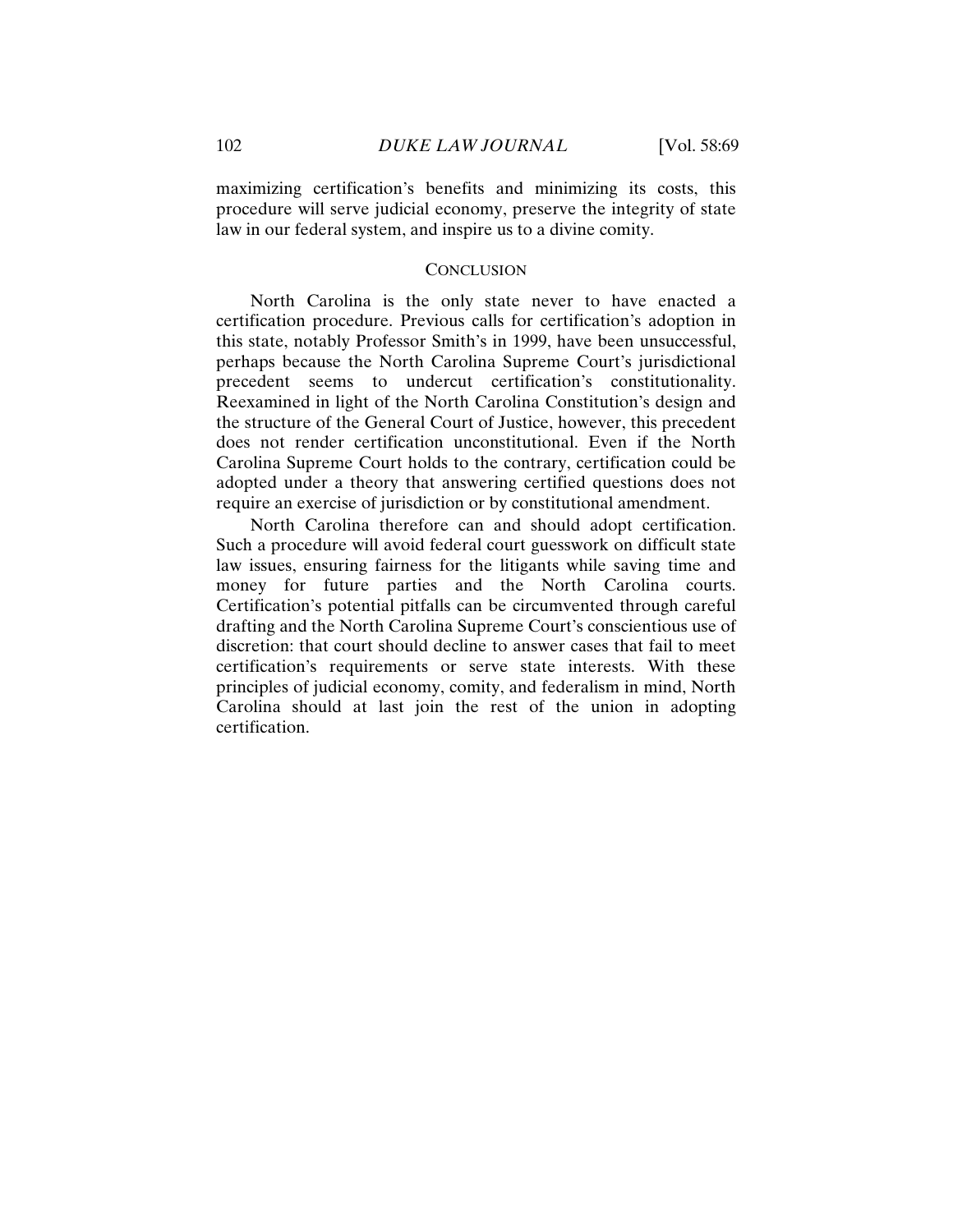maximizing certification's benefits and minimizing its costs, this procedure will serve judicial economy, preserve the integrity of state law in our federal system, and inspire us to a divine comity.

## CONCLUSION

North Carolina is the only state never to have enacted a certification procedure. Previous calls for certification's adoption in this state, notably Professor Smith's in 1999, have been unsuccessful, perhaps because the North Carolina Supreme Court's jurisdictional precedent seems to undercut certification's constitutionality. Reexamined in light of the North Carolina Constitution's design and the structure of the General Court of Justice, however, this precedent does not render certification unconstitutional. Even if the North Carolina Supreme Court holds to the contrary, certification could be adopted under a theory that answering certified questions does not require an exercise of jurisdiction or by constitutional amendment.

North Carolina therefore can and should adopt certification. Such a procedure will avoid federal court guesswork on difficult state law issues, ensuring fairness for the litigants while saving time and money for future parties and the North Carolina courts. Certification's potential pitfalls can be circumvented through careful drafting and the North Carolina Supreme Court's conscientious use of discretion: that court should decline to answer cases that fail to meet certification's requirements or serve state interests. With these principles of judicial economy, comity, and federalism in mind, North Carolina should at last join the rest of the union in adopting certification.